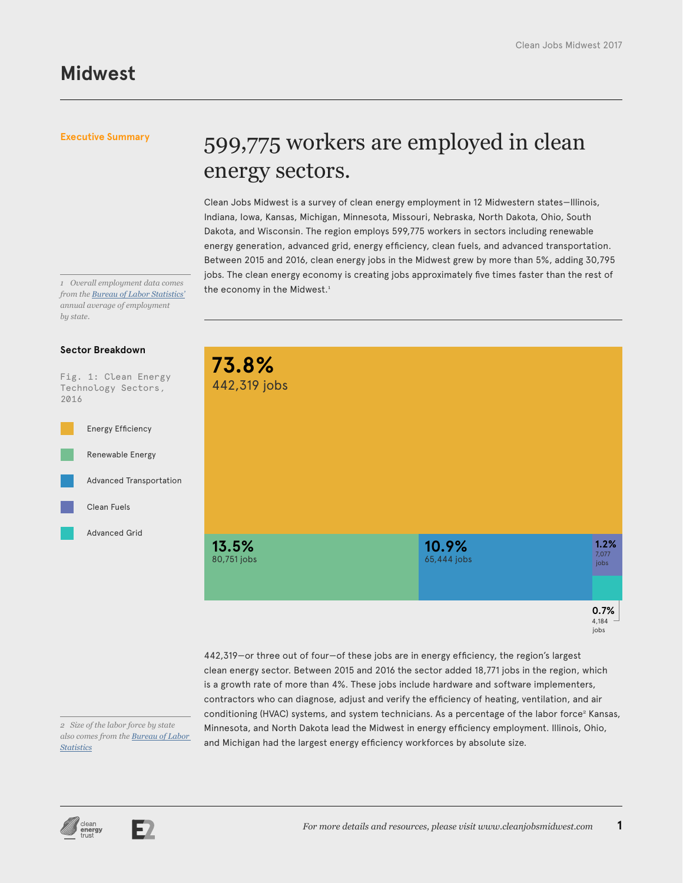# Midwest

**Executive Summary**

## 599,775 workers are employed in clean energy sectors.

Clean Jobs Midwest is a survey of clean energy employment in 12 Midwestern states—Illinois, Indiana, Iowa, Kansas, Michigan, Minnesota, Missouri, Nebraska, North Dakota, Ohio, South Dakota, and Wisconsin. The region employs 599,775 workers in sectors including renewable energy generation, advanced grid, energy efficiency, clean fuels, and advanced transportation. Between 2015 and 2016, clean energy jobs in the Midwest grew by more than 5%, adding 30,795 jobs. The clean energy economy is creating jobs approximately five times faster than the rest of the economy in the Midwest.[1]

*1 Overall employment data comes from the Bureau of Labor Statistics' annual average of employment by state.*

### Sector Breakdown

Fig. 1: Clean Energy Technology Sectors, 2016

| Sector | Share | Jobs |
| --- | --- | --- |
| Energy Efficiency | 73.8% | 442,319 jobs |
| Renewable Energy | 13.5% | 80,751 jobs |
| Advanced Transportation | 10.9% | 65,444 jobs |
| Clean Fuels | 1.2% | 7,077 jobs |
| Advanced Grid | 0.7% | 4,184 jobs |

442,319—or three out of four—of these jobs are in energy efficiency, the region's largest clean energy sector. Between 2015 and 2016 the sector added 18,771 jobs in the region, which is a growth rate of more than 4%. These jobs include hardware and software implementers, contractors who can diagnose, adjust and verify the efficiency of heating, ventilation, and air conditioning (HVAC) systems, and system technicians. As a percentage of the labor force[2] Kansas, Minnesota, and North Dakota lead the Midwest in energy efficiency employment. Illinois, Ohio, and Michigan had the largest energy efficiency workforces by absolute size.

*2 Size of the labor force by state also comes from the Bureau of Labor Statistics*

*For more details and resources, please visit www.cleanjobsmidwest.com*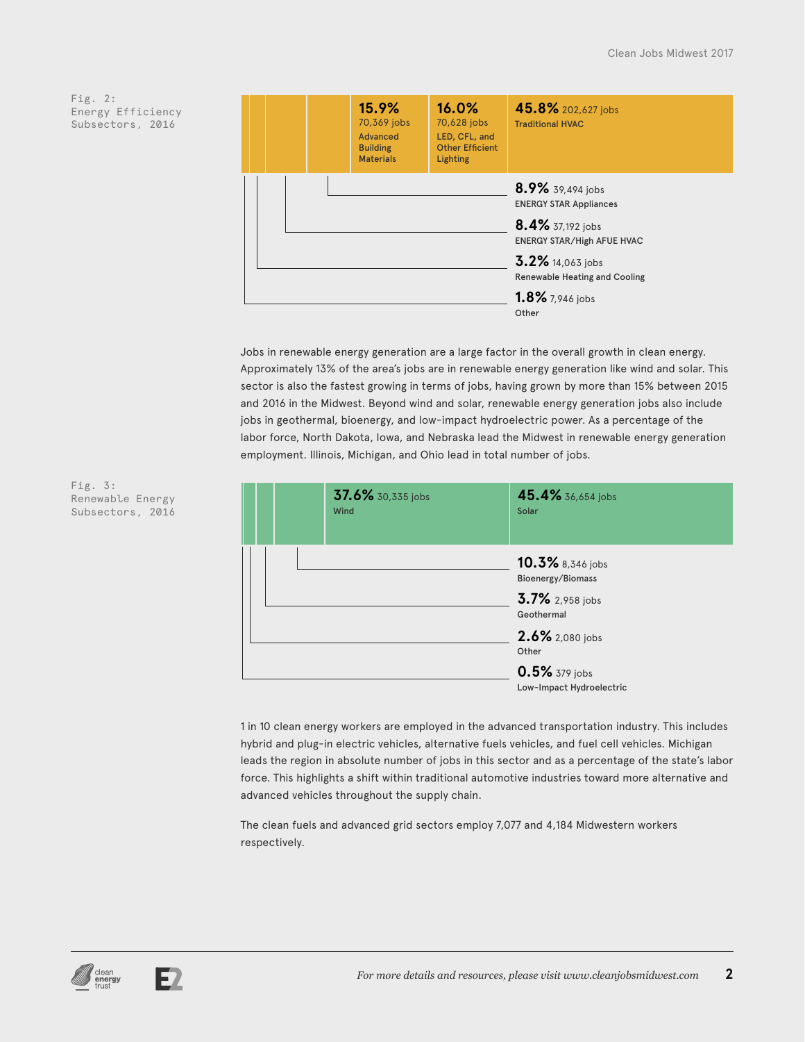Fig. 2: Energy Efficiency Subsectors, 2016

| Subsector | Share | Jobs |
| --- | --- | --- |
| Traditional HVAC | 45.8% | 202,627 jobs |
| LED, CFL, and Other Efficient Lighting | 16.0% | 70,628 jobs |
| Advanced Building Materials | 15.9% | 70,369 jobs |
| ENERGY STAR Appliances | 8.9% | 39,494 jobs |
| ENERGY STAR/High AFUE HVAC | 8.4% | 37,192 jobs |
| Renewable Heating and Cooling | 3.2% | 14,063 jobs |
| Other | 1.8% | 7,946 jobs |

Jobs in renewable energy generation are a large factor in the overall growth in clean energy. Approximately 13% of the area's jobs are in renewable energy generation like wind and solar. This sector is also the fastest growing in terms of jobs, having grown by more than 15% between 2015 and 2016 in the Midwest. Beyond wind and solar, renewable energy generation jobs also include jobs in geothermal, bioenergy, and low-impact hydroelectric power. As a percentage of the labor force, North Dakota, Iowa, and Nebraska lead the Midwest in renewable energy generation employment. Illinois, Michigan, and Ohio lead in total number of jobs.

Fig. 3: Renewable Energy Subsectors, 2016

| Subsector | Share | Jobs |
| --- | --- | --- |
| Solar | 45.4% | 36,654 jobs |
| Wind | 37.6% | 30,335 jobs |
| Bioenergy/Biomass | 10.3% | 8,346 jobs |
| Geothermal | 3.7% | 2,958 jobs |
| Other | 2.6% | 2,080 jobs |
| Low-Impact Hydroelectric | 0.5% | 379 jobs |

1 in 10 clean energy workers are employed in the advanced transportation industry. This includes hybrid and plug-in electric vehicles, alternative fuels vehicles, and fuel cell vehicles. Michigan leads the region in absolute number of jobs in this sector and as a percentage of the state's labor force. This highlights a shift within traditional automotive industries toward more alternative and advanced vehicles throughout the supply chain.

The clean fuels and advanced grid sectors employ 7,077 and 4,184 Midwestern workers respectively.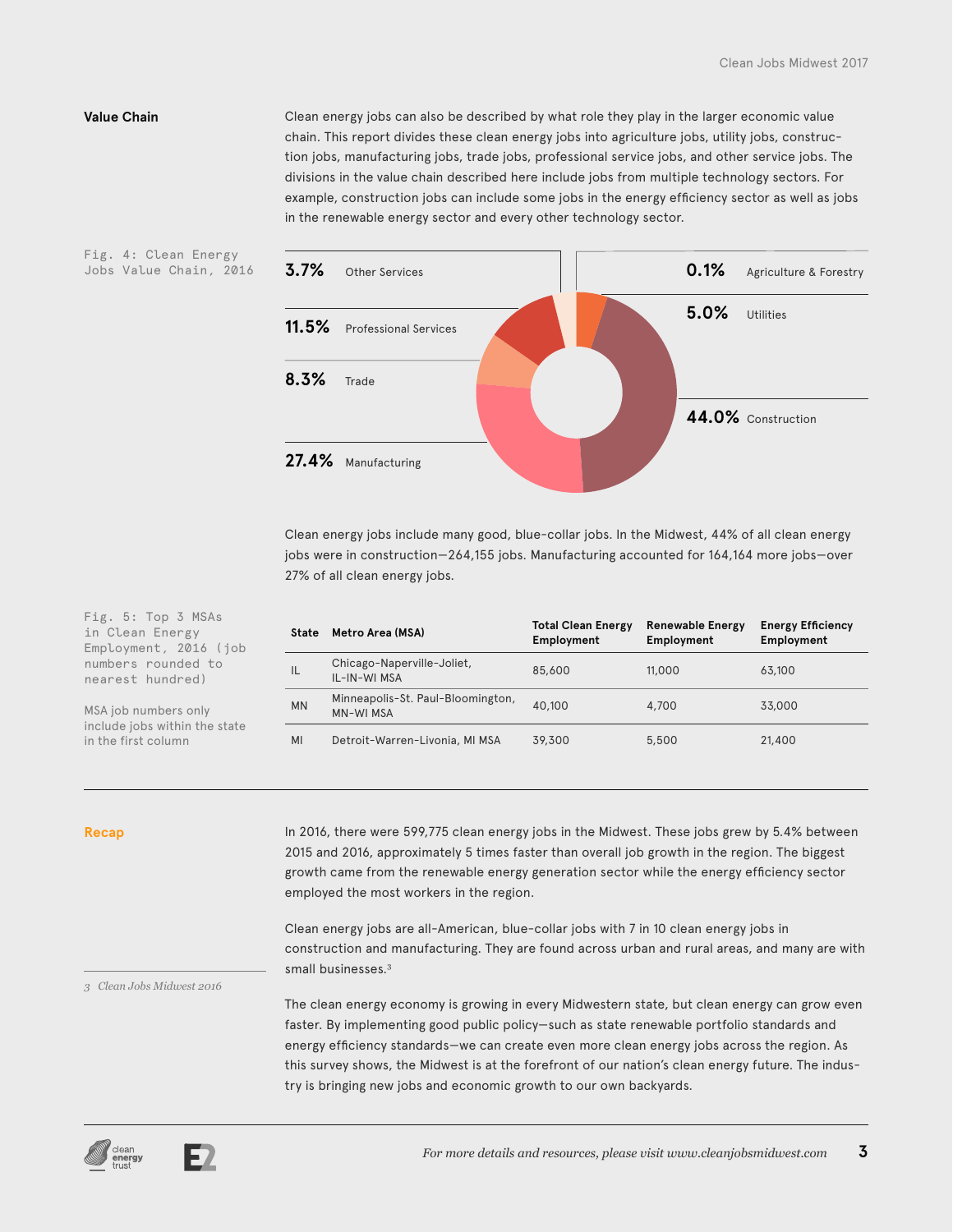## Value Chain

Clean energy jobs can also be described by what role they play in the larger economic value chain. This report divides these clean energy jobs into agriculture jobs, utility jobs, construction jobs, manufacturing jobs, trade jobs, professional service jobs, and other service jobs. The divisions in the value chain described here include jobs from multiple technology sectors. For example, construction jobs can include some jobs in the energy efficiency sector as well as jobs in the renewable energy sector and every other technology sector.

Fig. 4: Clean Energy Jobs Value Chain, 2016

| Share | Category |
|---|---|
| 3.7% | Other Services |
| 11.5% | Professional Services |
| 8.3% | Trade |
| 27.4% | Manufacturing |
| 0.1% | Agriculture & Forestry |
| 5.0% | Utilities |
| 44.0% | Construction |

Clean energy jobs include many good, blue-collar jobs. In the Midwest, 44% of all clean energy jobs were in construction—264,155 jobs. Manufacturing accounted for 164,164 more jobs—over 27% of all clean energy jobs.

Fig. 5: Top 3 MSAs in Clean Energy Employment, 2016 (job numbers rounded to nearest hundred)

MSA job numbers only include jobs within the state in the first column

| State | Metro Area (MSA) | Total Clean Energy Employment | Renewable Energy Employment | Energy Efficiency Employment |
|---|---|---|---|---|
| IL | Chicago-Naperville-Joliet, IL-IN-WI MSA | 85,600 | 11,000 | 63,100 |
| MN | Minneapolis-St. Paul-Bloomington, MN-WI MSA | 40,100 | 4,700 | 33,000 |
| MI | Detroit-Warren-Livonia, MI MSA | 39,300 | 5,500 | 21,400 |

## Recap

In 2016, there were 599,775 clean energy jobs in the Midwest. These jobs grew by 5.4% between 2015 and 2016, approximately 5 times faster than overall job growth in the region. The biggest growth came from the renewable energy generation sector while the energy efficiency sector employed the most workers in the region.

Clean energy jobs are all-American, blue-collar jobs with 7 in 10 clean energy jobs in construction and manufacturing. They are found across urban and rural areas, and many are with small businesses.[3]

The clean energy economy is growing in every Midwestern state, but clean energy can grow even faster. By implementing good public policy—such as state renewable portfolio standards and energy efficiency standards—we can create even more clean energy jobs across the region. As this survey shows, the Midwest is at the forefront of our nation's clean energy future. The industry is bringing new jobs and economic growth to our own backyards.

3 *Clean Jobs Midwest 2016*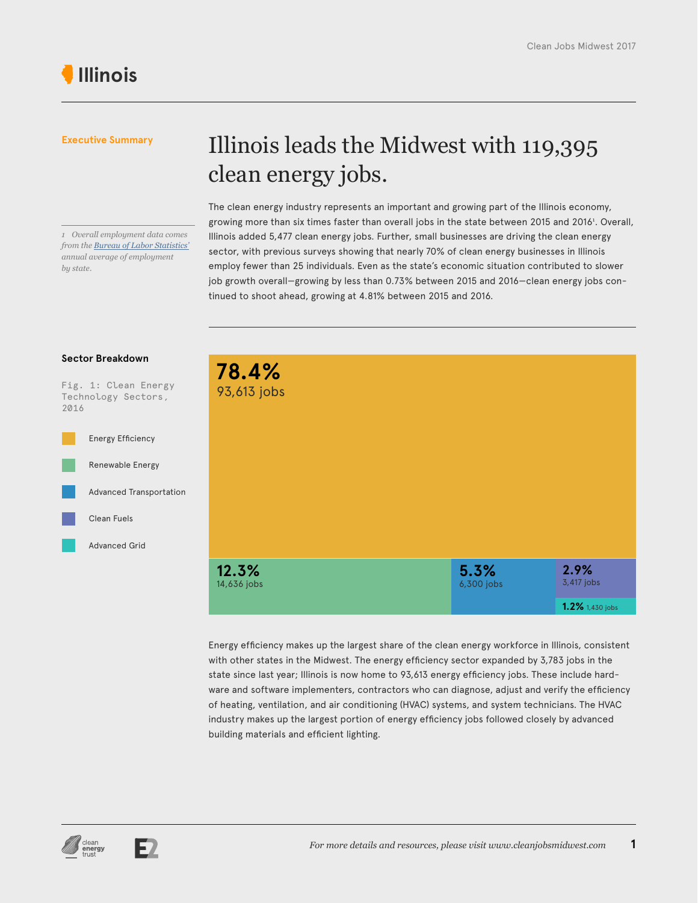# Illinois

## Executive Summary

# Illinois leads the Midwest with 119,395 clean energy jobs.

The clean energy industry represents an important and growing part of the Illinois economy, growing more than six times faster than overall jobs in the state between 2015 and 2016[1]. Overall, Illinois added 5,477 clean energy jobs. Further, small businesses are driving the clean energy sector, with previous surveys showing that nearly 70% of clean energy businesses in Illinois employ fewer than 25 individuals. Even as the state's economic situation contributed to slower job growth overall—growing by less than 0.73% between 2015 and 2016—clean energy jobs continued to shoot ahead, growing at 4.81% between 2015 and 2016.

*1 Overall employment data comes from the Bureau of Labor Statistics' annual average of employment by state.*

## Sector Breakdown

Fig. 1: Clean Energy Technology Sectors, 2016

| Sector | Share | Jobs |
|---|---|---|
| Energy Efficiency | 78.4% | 93,613 jobs |
| Renewable Energy | 12.3% | 14,636 jobs |
| Advanced Transportation | 5.3% | 6,300 jobs |
| Clean Fuels | 2.9% | 3,417 jobs |
| Advanced Grid | 1.2% | 1,430 jobs |

Energy efficiency makes up the largest share of the clean energy workforce in Illinois, consistent with other states in the Midwest. The energy efficiency sector expanded by 3,783 jobs in the state since last year; Illinois is now home to 93,613 energy efficiency jobs. These include hardware and software implementers, contractors who can diagnose, adjust and verify the efficiency of heating, ventilation, and air conditioning (HVAC) systems, and system technicians. The HVAC industry makes up the largest portion of energy efficiency jobs followed closely by advanced building materials and efficient lighting.

*For more details and resources, please visit www.cleanjobsmidwest.com*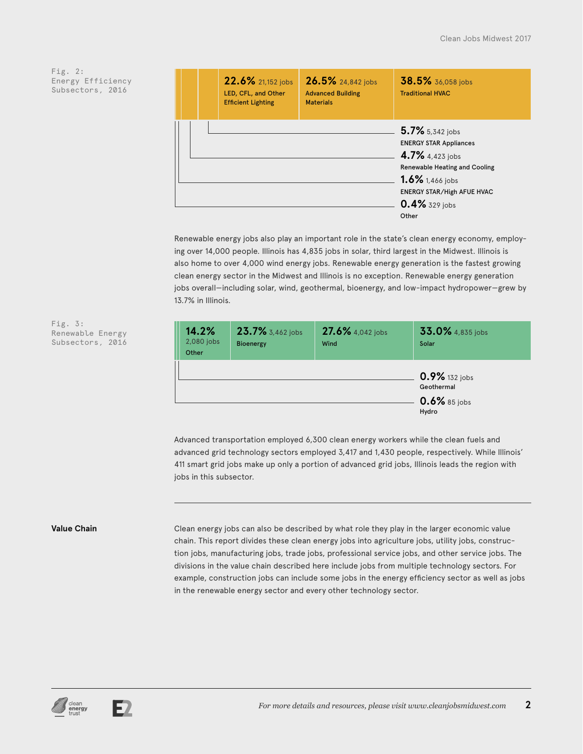Fig. 2: Energy Efficiency Subsectors, 2016

| Subsector | Share | Jobs |
| --- | --- | --- |
| Traditional HVAC | 38.5% | 36,058 jobs |
| Advanced Building Materials | 26.5% | 24,842 jobs |
| LED, CFL, and Other Efficient Lighting | 22.6% | 21,152 jobs |
| ENERGY STAR Appliances | 5.7% | 5,342 jobs |
| Renewable Heating and Cooling | 4.7% | 4,423 jobs |
| ENERGY STAR/High AFUE HVAC | 1.6% | 1,466 jobs |
| Other | 0.4% | 329 jobs |

Renewable energy jobs also play an important role in the state's clean energy economy, employing over 14,000 people. Illinois has 4,835 jobs in solar, third largest in the Midwest. Illinois is also home to over 4,000 wind energy jobs. Renewable energy generation is the fastest growing clean energy sector in the Midwest and Illinois is no exception. Renewable energy generation jobs overall—including solar, wind, geothermal, bioenergy, and low-impact hydropower—grew by 13.7% in Illinois.

Fig. 3: Renewable Energy Subsectors, 2016

| Subsector | Share | Jobs |
| --- | --- | --- |
| Solar | 33.0% | 4,835 jobs |
| Wind | 27.6% | 4,042 jobs |
| Bioenergy | 23.7% | 3,462 jobs |
| Other | 14.2% | 2,080 jobs |
| Geothermal | 0.9% | 132 jobs |
| Hydro | 0.6% | 85 jobs |

Advanced transportation employed 6,300 clean energy workers while the clean fuels and advanced grid technology sectors employed 3,417 and 1,430 people, respectively. While Illinois' 411 smart grid jobs make up only a portion of advanced grid jobs, Illinois leads the region with jobs in this subsector.

**Value Chain**

Clean energy jobs can also be described by what role they play in the larger economic value chain. This report divides these clean energy jobs into agriculture jobs, utility jobs, construction jobs, manufacturing jobs, trade jobs, professional service jobs, and other service jobs. The divisions in the value chain described here include jobs from multiple technology sectors. For example, construction jobs can include some jobs in the energy efficiency sector as well as jobs in the renewable energy sector and every other technology sector.

*For more details and resources, please visit www.cleanjobsmidwest.com*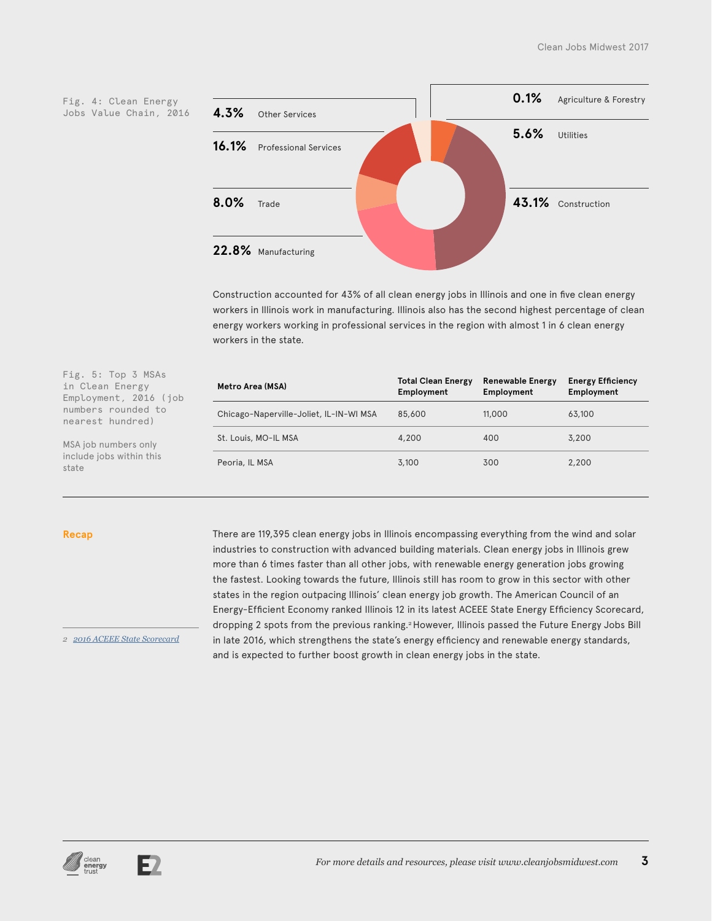Fig. 4: Clean Energy Jobs Value Chain, 2016

| Share | Sector |
|---|---|
| 4.3% | Other Services |
| 16.1% | Professional Services |
| 8.0% | Trade |
| 22.8% | Manufacturing |
| 0.1% | Agriculture & Forestry |
| 5.6% | Utilities |
| 43.1% | Construction |

Construction accounted for 43% of all clean energy jobs in Illinois and one in five clean energy workers in Illinois work in manufacturing. Illinois also has the second highest percentage of clean energy workers working in professional services in the region with almost 1 in 6 clean energy workers in the state.

Fig. 5: Top 3 MSAs in Clean Energy Employment, 2016 (job numbers rounded to nearest hundred)

MSA job numbers only include jobs within this state

| Metro Area (MSA) | Total Clean Energy Employment | Renewable Energy Employment | Energy Efficiency Employment |
|---|---|---|---|
| Chicago-Naperville-Joliet, IL-IN-WI MSA | 85,600 | 11,000 | 63,100 |
| St. Louis, MO-IL MSA | 4,200 | 400 | 3,200 |
| Peoria, IL MSA | 3,100 | 300 | 2,200 |

## Recap

There are 119,395 clean energy jobs in Illinois encompassing everything from the wind and solar industries to construction with advanced building materials. Clean energy jobs in Illinois grew more than 6 times faster than all other jobs, with renewable energy generation jobs growing the fastest. Looking towards the future, Illinois still has room to grow in this sector with other states in the region outpacing Illinois' clean energy job growth. The American Council of an Energy-Efficient Economy ranked Illinois 12 in its latest ACEEE State Energy Efficiency Scorecard, dropping 2 spots from the previous ranking.[2] However, Illinois passed the Future Energy Jobs Bill in late 2016, which strengthens the state's energy efficiency and renewable energy standards, and is expected to further boost growth in clean energy jobs in the state.

2 *2016 ACEEE State Scorecard*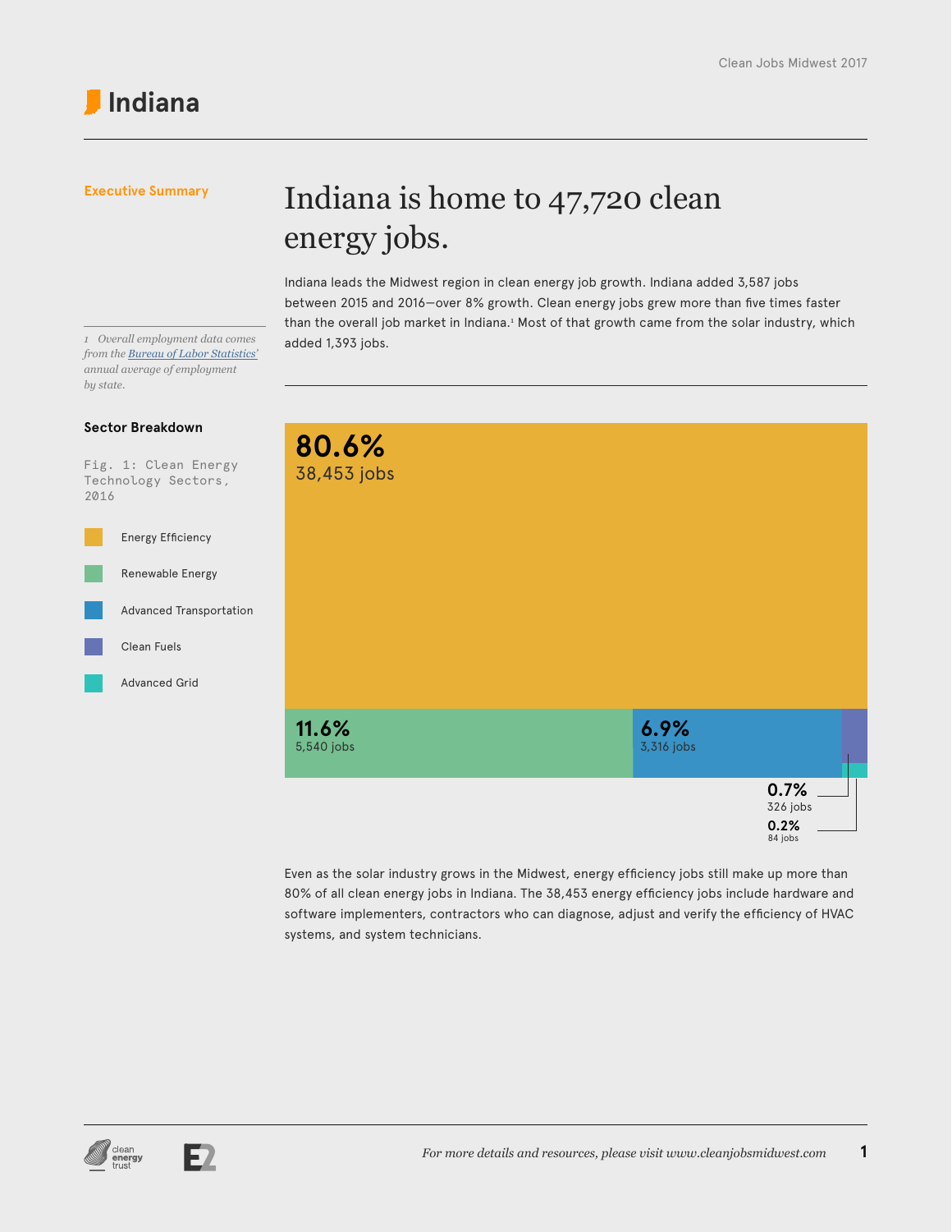# Indiana

**Executive Summary**

## Indiana is home to 47,720 clean energy jobs.

Indiana leads the Midwest region in clean energy job growth. Indiana added 3,587 jobs between 2015 and 2016—over 8% growth. Clean energy jobs grew more than five times faster than the overall job market in Indiana.[1] Most of that growth came from the solar industry, which added 1,393 jobs.

*1 Overall employment data comes from the Bureau of Labor Statistics' annual average of employment by state.*

### Sector Breakdown

Fig. 1: Clean Energy Technology Sectors, 2016

| Sector | Share | Jobs |
|---|---|---|
| Energy Efficiency | 80.6% | 38,453 jobs |
| Renewable Energy | 11.6% | 5,540 jobs |
| Advanced Transportation | 6.9% | 3,316 jobs |
| Clean Fuels | 0.7% | 326 jobs |
| Advanced Grid | 0.2% | 84 jobs |

Even as the solar industry grows in the Midwest, energy efficiency jobs still make up more than 80% of all clean energy jobs in Indiana. The 38,453 energy efficiency jobs include hardware and software implementers, contractors who can diagnose, adjust and verify the efficiency of HVAC systems, and system technicians.

*For more details and resources, please visit www.cleanjobsmidwest.com*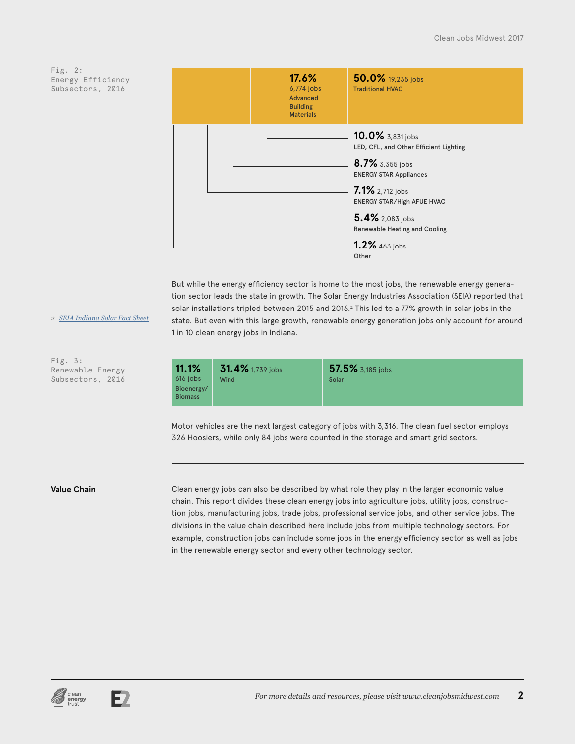Fig. 2: Energy Efficiency Subsectors, 2016

| Share | Jobs | Subsector |
| --- | --- | --- |
| 50.0% | 19,235 jobs | Traditional HVAC |
| 17.6% | 6,774 jobs | Advanced Building Materials |
| 10.0% | 3,831 jobs | LED, CFL, and Other Efficient Lighting |
| 8.7% | 3,355 jobs | ENERGY STAR Appliances |
| 7.1% | 2,712 jobs | ENERGY STAR/High AFUE HVAC |
| 5.4% | 2,083 jobs | Renewable Heating and Cooling |
| 1.2% | 463 jobs | Other |

But while the energy efficiency sector is home to the most jobs, the renewable energy generation sector leads the state in growth. The Solar Energy Industries Association (SEIA) reported that solar installations tripled between 2015 and 2016.[2] This led to a 77% growth in solar jobs in the state. But even with this large growth, renewable energy generation jobs only account for around 1 in 10 clean energy jobs in Indiana.

2 *SEIA Indiana Solar Fact Sheet*

Fig. 3: Renewable Energy Subsectors, 2016

| Share | Jobs | Subsector |
| --- | --- | --- |
| 11.1% | 616 jobs | Bioenergy/Biomass |
| 31.4% | 1,739 jobs | Wind |
| 57.5% | 3,185 jobs | Solar |

Motor vehicles are the next largest category of jobs with 3,316. The clean fuel sector employs 326 Hoosiers, while only 84 jobs were counted in the storage and smart grid sectors.

---

**Value Chain**

Clean energy jobs can also be described by what role they play in the larger economic value chain. This report divides these clean energy jobs into agriculture jobs, utility jobs, construction jobs, manufacturing jobs, trade jobs, professional service jobs, and other service jobs. The divisions in the value chain described here include jobs from multiple technology sectors. For example, construction jobs can include some jobs in the energy efficiency sector as well as jobs in the renewable energy sector and every other technology sector.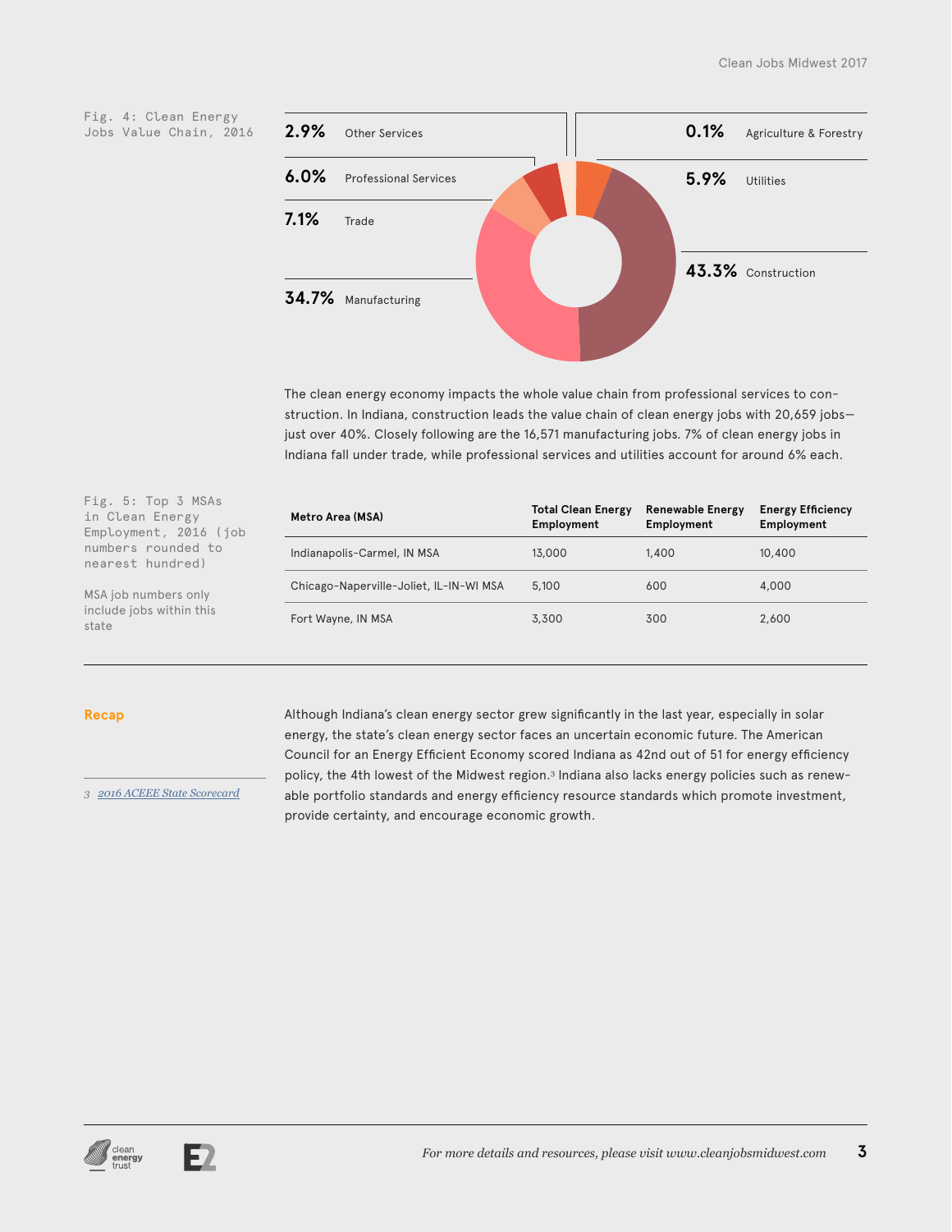Fig. 4: Clean Energy Jobs Value Chain, 2016

| Sector | Share |
|---|---|
| Other Services | 2.9% |
| Professional Services | 6.0% |
| Trade | 7.1% |
| Manufacturing | 34.7% |
| Agriculture & Forestry | 0.1% |
| Utilities | 5.9% |
| Construction | 43.3% |

The clean energy economy impacts the whole value chain from professional services to construction. In Indiana, construction leads the value chain of clean energy jobs with 20,659 jobs—just over 40%. Closely following are the 16,571 manufacturing jobs. 7% of clean energy jobs in Indiana fall under trade, while professional services and utilities account for around 6% each.

Fig. 5: Top 3 MSAs in Clean Energy Employment, 2016 (job numbers rounded to nearest hundred)

MSA job numbers only include jobs within this state

| Metro Area (MSA) | Total Clean Energy Employment | Renewable Energy Employment | Energy Efficiency Employment |
|---|---|---|---|
| Indianapolis-Carmel, IN MSA | 13,000 | 1,400 | 10,400 |
| Chicago-Naperville-Joliet, IL-IN-WI MSA | 5,100 | 600 | 4,000 |
| Fort Wayne, IN MSA | 3,300 | 300 | 2,600 |

## Recap

Although Indiana's clean energy sector grew significantly in the last year, especially in solar energy, the state's clean energy sector faces an uncertain economic future. The American Council for an Energy Efficient Economy scored Indiana as 42nd out of 51 for energy efficiency policy, the 4th lowest of the Midwest region.[3] Indiana also lacks energy policies such as renewable portfolio standards and energy efficiency resource standards which promote investment, provide certainty, and encourage economic growth.

3 *2016 ACEEE State Scorecard*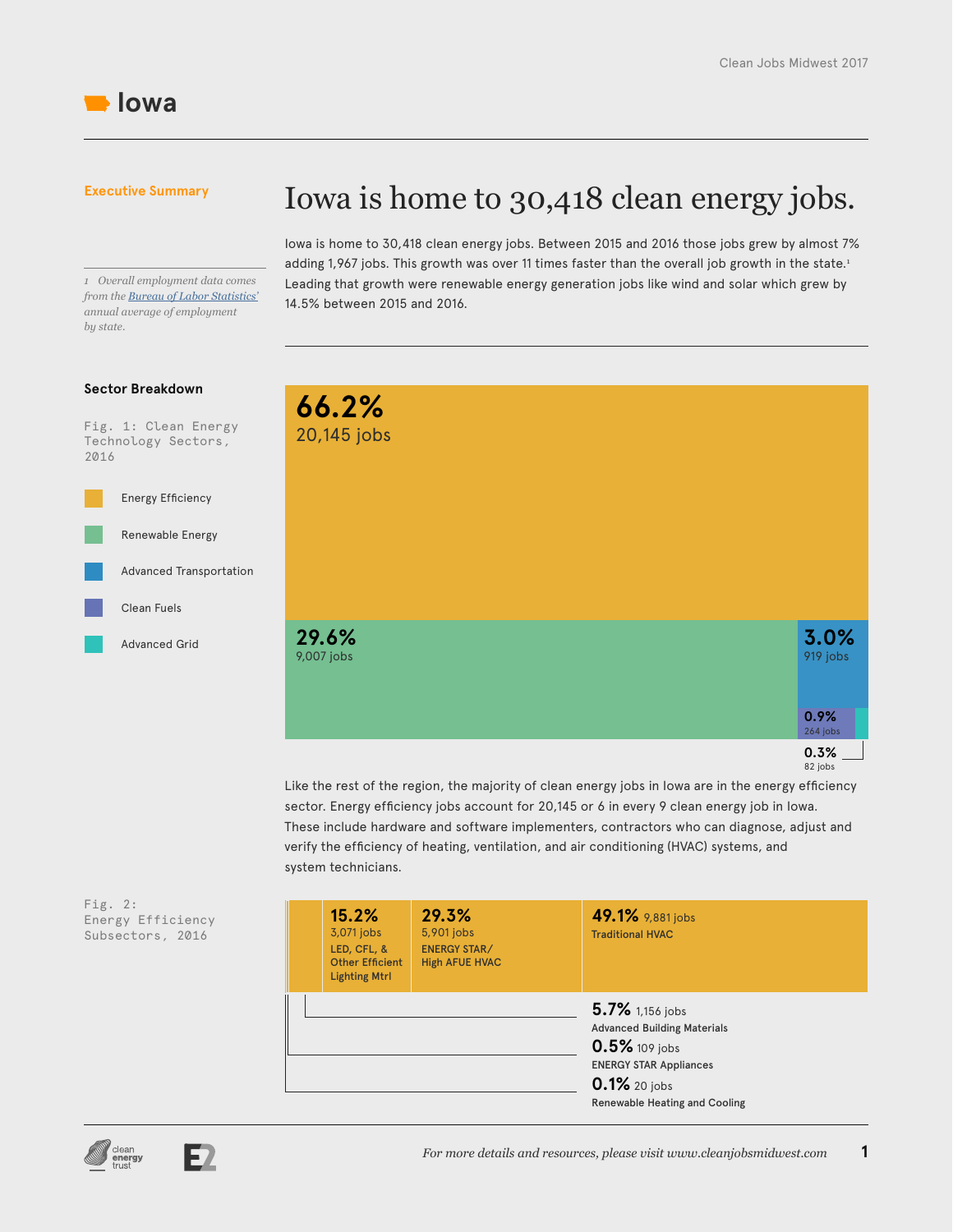# Iowa

## Executive Summary

# Iowa is home to 30,418 clean energy jobs.

Iowa is home to 30,418 clean energy jobs. Between 2015 and 2016 those jobs grew by almost 7% adding 1,967 jobs. This growth was over 11 times faster than the overall job growth in the state.[1] Leading that growth were renewable energy generation jobs like wind and solar which grew by 14.5% between 2015 and 2016.

*1 Overall employment data comes from the [Bureau of Labor Statistics'](#) annual average of employment by state.*

## Sector Breakdown

Fig. 1: Clean Energy Technology Sectors, 2016

| Sector | Share | Jobs |
|---|---|---|
| Energy Efficiency | 66.2% | 20,145 jobs |
| Renewable Energy | 29.6% | 9,007 jobs |
| Advanced Transportation | 3.0% | 919 jobs |
| Clean Fuels | 0.9% | 264 jobs |
| Advanced Grid | 0.3% | 82 jobs |

Like the rest of the region, the majority of clean energy jobs in Iowa are in the energy efficiency sector. Energy efficiency jobs account for 20,145 or 6 in every 9 clean energy job in Iowa. These include hardware and software implementers, contractors who can diagnose, adjust and verify the efficiency of heating, ventilation, and air conditioning (HVAC) systems, and system technicians.

Fig. 2: Energy Efficiency Subsectors, 2016

| Subsector | Share | Jobs |
|---|---|---|
| Traditional HVAC | 49.1% | 9,881 jobs |
| ENERGY STAR/ High AFUE HVAC | 29.3% | 5,901 jobs |
| LED, CFL, & Other Efficient Lighting Mtrl | 15.2% | 3,071 jobs |
| Advanced Building Materials | 5.7% | 1,156 jobs |
| ENERGY STAR Appliances | 0.5% | 109 jobs |
| Renewable Heating and Cooling | 0.1% | 20 jobs |

*For more details and resources, please visit www.cleanjobsmidwest.com*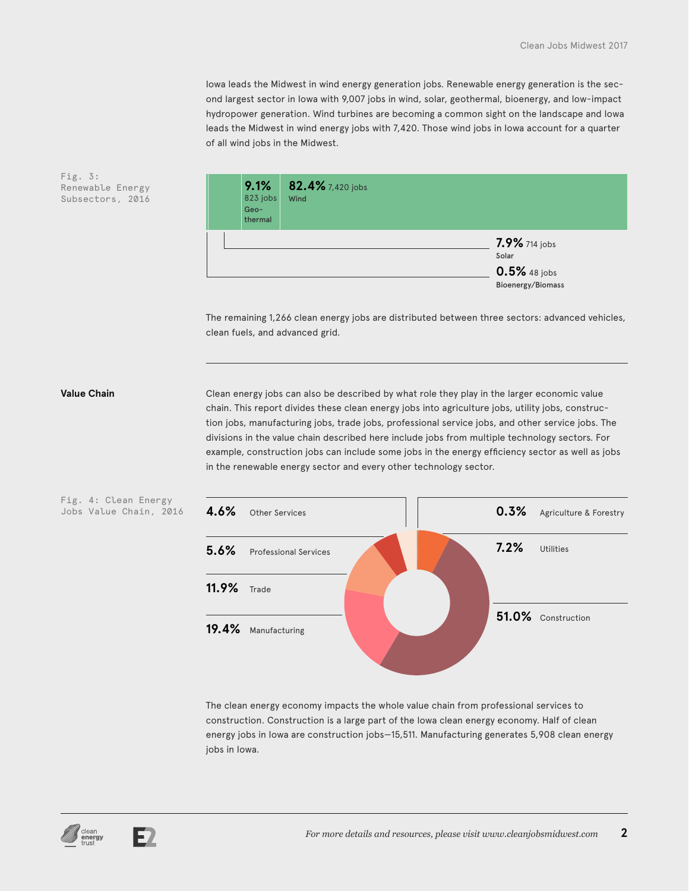Iowa leads the Midwest in wind energy generation jobs. Renewable energy generation is the second largest sector in Iowa with 9,007 jobs in wind, solar, geothermal, bioenergy, and low-impact hydropower generation. Wind turbines are becoming a common sight on the landscape and Iowa leads the Midwest in wind energy jobs with 7,420. Those wind jobs in Iowa account for a quarter of all wind jobs in the Midwest.

Fig. 3: Renewable Energy Subsectors, 2016

| Subsector | Share | Jobs |
| --- | --- | --- |
| Wind | 82.4% | 7,420 jobs |
| Geothermal | 9.1% | 823 jobs |
| Solar | 7.9% | 714 jobs |
| Bioenergy/Biomass | 0.5% | 48 jobs |

The remaining 1,266 clean energy jobs are distributed between three sectors: advanced vehicles, clean fuels, and advanced grid.

## Value Chain

Clean energy jobs can also be described by what role they play in the larger economic value chain. This report divides these clean energy jobs into agriculture jobs, utility jobs, construction jobs, manufacturing jobs, trade jobs, professional service jobs, and other service jobs. The divisions in the value chain described here include jobs from multiple technology sectors. For example, construction jobs can include some jobs in the energy efficiency sector as well as jobs in the renewable energy sector and every other technology sector.

Fig. 4: Clean Energy Jobs Value Chain, 2016

| Value Chain | Share |
| --- | --- |
| Other Services | 4.6% |
| Professional Services | 5.6% |
| Trade | 11.9% |
| Manufacturing | 19.4% |
| Agriculture & Forestry | 0.3% |
| Utilities | 7.2% |
| Construction | 51.0% |

The clean energy economy impacts the whole value chain from professional services to construction. Construction is a large part of the Iowa clean energy economy. Half of clean energy jobs in Iowa are construction jobs—15,511. Manufacturing generates 5,908 clean energy jobs in Iowa.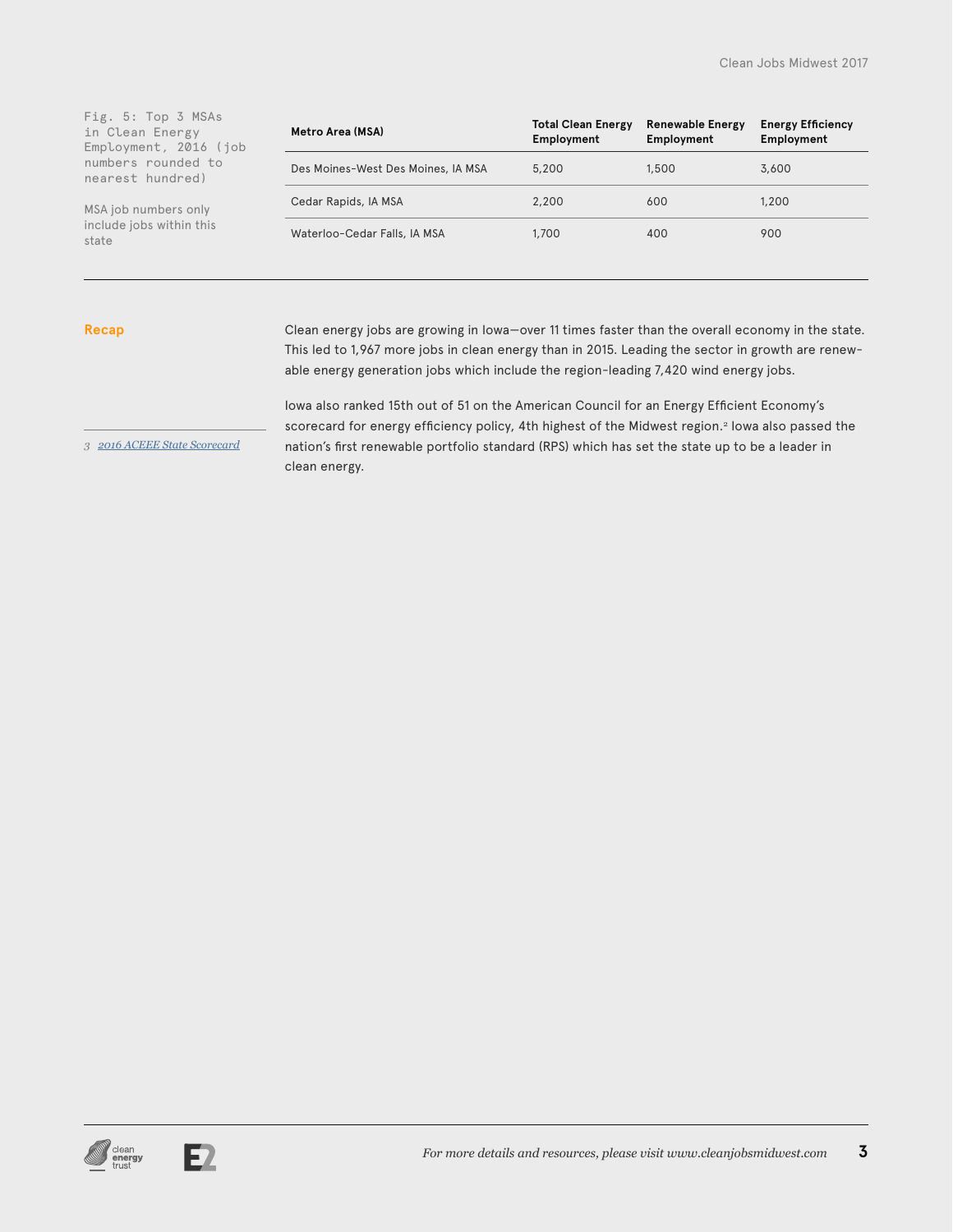Fig. 5: Top 3 MSAs in Clean Energy Employment, 2016 (job numbers rounded to nearest hundred)

MSA job numbers only include jobs within this state

| Metro Area (MSA) | Total Clean Energy Employment | Renewable Energy Employment | Energy Efficiency Employment |
|---|---|---|---|
| Des Moines-West Des Moines, IA MSA | 5,200 | 1,500 | 3,600 |
| Cedar Rapids, IA MSA | 2,200 | 600 | 1,200 |
| Waterloo-Cedar Falls, IA MSA | 1,700 | 400 | 900 |

## Recap

Clean energy jobs are growing in Iowa—over 11 times faster than the overall economy in the state. This led to 1,967 more jobs in clean energy than in 2015. Leading the sector in growth are renewable energy generation jobs which include the region-leading 7,420 wind energy jobs.

Iowa also ranked 15th out of 51 on the American Council for an Energy Efficient Economy's scorecard for energy efficiency policy, 4th highest of the Midwest region.[2] Iowa also passed the nation's first renewable portfolio standard (RPS) which has set the state up to be a leader in clean energy.

3 *2016 ACEEE State Scorecard*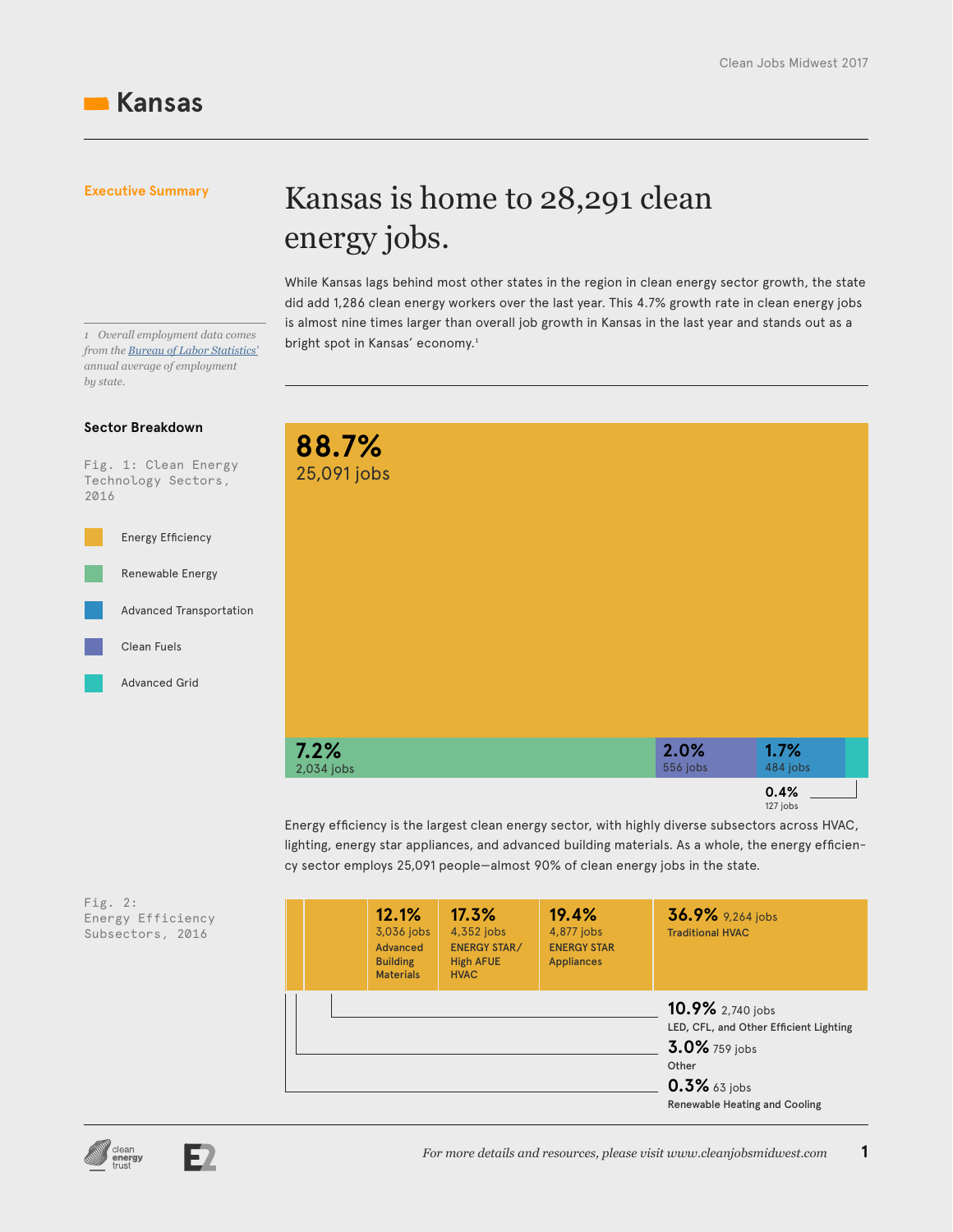# Kansas

**Executive Summary**

## Kansas is home to 28,291 clean energy jobs.

While Kansas lags behind most other states in the region in clean energy sector growth, the state did add 1,286 clean energy workers over the last year. This 4.7% growth rate in clean energy jobs is almost nine times larger than overall job growth in Kansas in the last year and stands out as a bright spot in Kansas' economy.[1]

*1 Overall employment data comes from the Bureau of Labor Statistics' annual average of employment by state.*

### Sector Breakdown

Fig. 1: Clean Energy Technology Sectors, 2016

| Sector | Share | Jobs |
|---|---|---|
| Energy Efficiency | 88.7% | 25,091 jobs |
| Renewable Energy | 7.2% | 2,034 jobs |
| Clean Fuels | 2.0% | 556 jobs |
| Advanced Transportation | 1.7% | 484 jobs |
| Advanced Grid | 0.4% | 127 jobs |

Energy efficiency is the largest clean energy sector, with highly diverse subsectors across HVAC, lighting, energy star appliances, and advanced building materials. As a whole, the energy efficiency sector employs 25,091 people—almost 90% of clean energy jobs in the state.

Fig. 2: Energy Efficiency Subsectors, 2016

| Subsector | Share | Jobs |
|---|---|---|
| Traditional HVAC | 36.9% | 9,264 jobs |
| ENERGY STAR Appliances | 19.4% | 4,877 jobs |
| ENERGY STAR/ High AFUE HVAC | 17.3% | 4,352 jobs |
| Advanced Building Materials | 12.1% | 3,036 jobs |
| LED, CFL, and Other Efficient Lighting | 10.9% | 2,740 jobs |
| Other | 3.0% | 759 jobs |
| Renewable Heating and Cooling | 0.3% | 63 jobs |

For more details and resources, please visit www.cleanjobsmidwest.com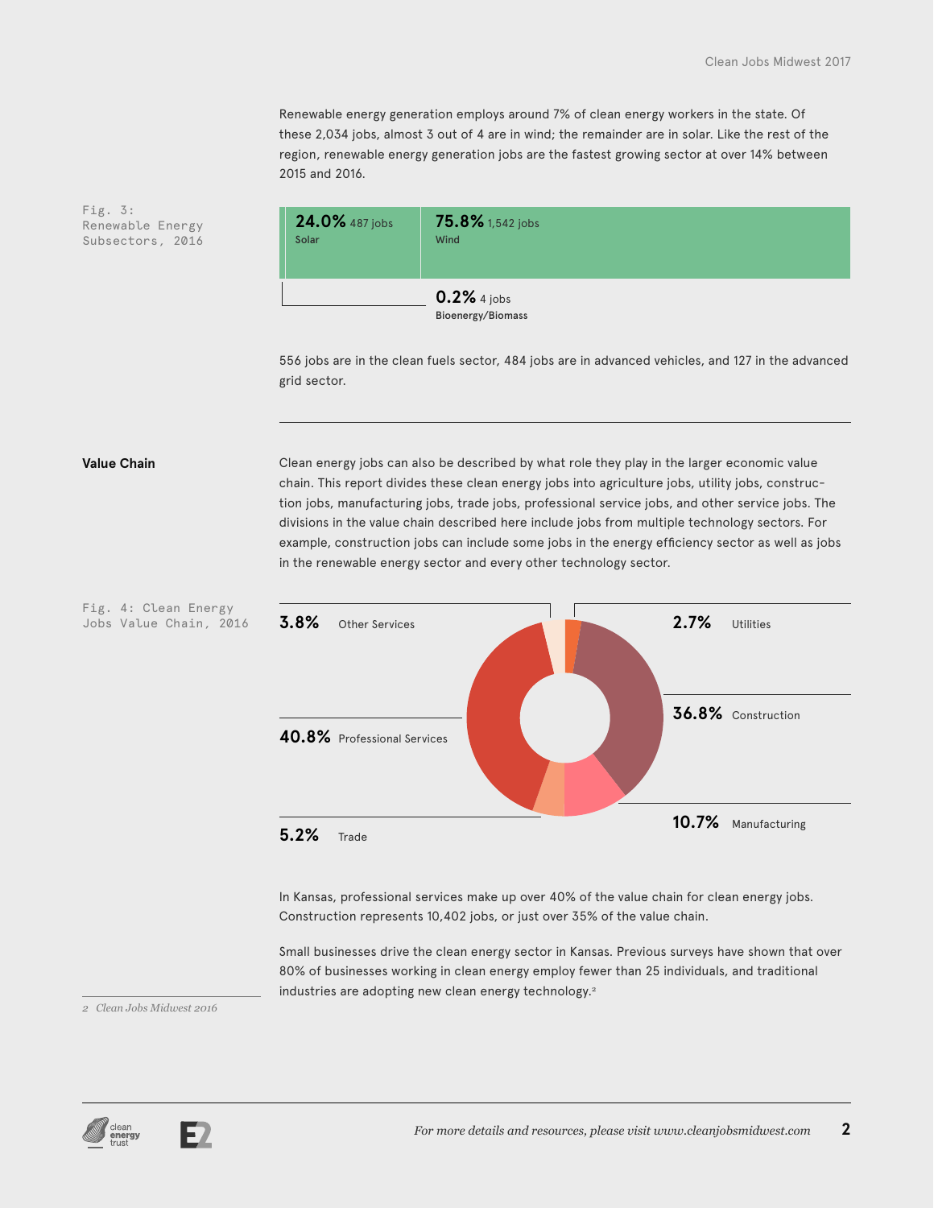Renewable energy generation employs around 7% of clean energy workers in the state. Of these 2,034 jobs, almost 3 out of 4 are in wind; the remainder are in solar. Like the rest of the region, renewable energy generation jobs are the fastest growing sector at over 14% between 2015 and 2016.

Fig. 3: Renewable Energy Subsectors, 2016

| Subsector | Share | Jobs |
|---|---|---|
| Solar | 24.0% | 487 jobs |
| Wind | 75.8% | 1,542 jobs |
| Bioenergy/Biomass | 0.2% | 4 jobs |

556 jobs are in the clean fuels sector, 484 jobs are in advanced vehicles, and 127 in the advanced grid sector.

## Value Chain

Clean energy jobs can also be described by what role they play in the larger economic value chain. This report divides these clean energy jobs into agriculture jobs, utility jobs, construction jobs, manufacturing jobs, trade jobs, professional service jobs, and other service jobs. The divisions in the value chain described here include jobs from multiple technology sectors. For example, construction jobs can include some jobs in the energy efficiency sector as well as jobs in the renewable energy sector and every other technology sector.

Fig. 4: Clean Energy Jobs Value Chain, 2016

| Value Chain | Share |
|---|---|
| Other Services | 3.8% |
| Utilities | 2.7% |
| Construction | 36.8% |
| Professional Services | 40.8% |
| Manufacturing | 10.7% |
| Trade | 5.2% |

In Kansas, professional services make up over 40% of the value chain for clean energy jobs. Construction represents 10,402 jobs, or just over 35% of the value chain.

Small businesses drive the clean energy sector in Kansas. Previous surveys have shown that over 80% of businesses working in clean energy employ fewer than 25 individuals, and traditional industries are adopting new clean energy technology.[2]

2 *Clean Jobs Midwest 2016*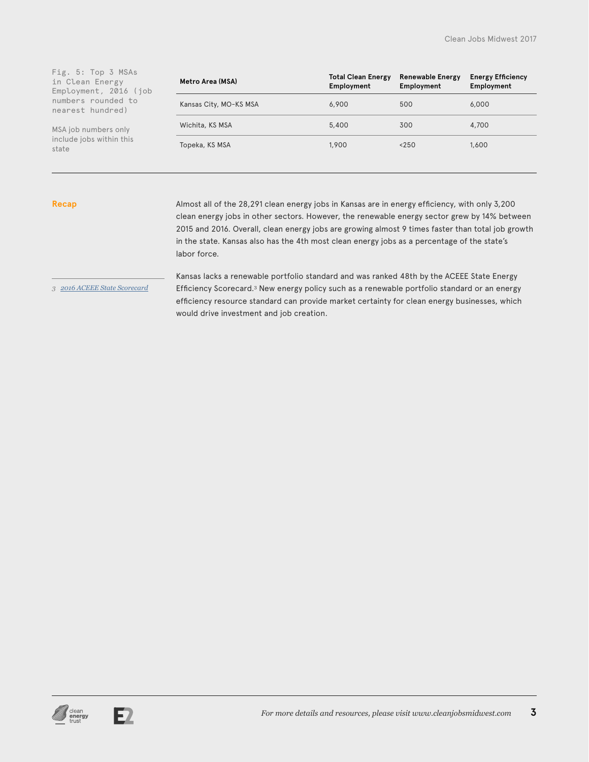Fig. 5: Top 3 MSAs in Clean Energy Employment, 2016 (job numbers rounded to nearest hundred)

MSA job numbers only include jobs within this state

| Metro Area (MSA) | Total Clean Energy Employment | Renewable Energy Employment | Energy Efficiency Employment |
|---|---|---|---|
| Kansas City, MO-KS MSA | 6,900 | 500 | 6,000 |
| Wichita, KS MSA | 5,400 | 300 | 4,700 |
| Topeka, KS MSA | 1,900 | <250 | 1,600 |

## Recap

Almost all of the 28,291 clean energy jobs in Kansas are in energy efficiency, with only 3,200 clean energy jobs in other sectors. However, the renewable energy sector grew by 14% between 2015 and 2016. Overall, clean energy jobs are growing almost 9 times faster than total job growth in the state. Kansas also has the 4th most clean energy jobs as a percentage of the state's labor force.

Kansas lacks a renewable portfolio standard and was ranked 48th by the ACEEE State Energy Efficiency Scorecard.[3] New energy policy such as a renewable portfolio standard or an energy efficiency resource standard can provide market certainty for clean energy businesses, which would drive investment and job creation.

3 *2016 ACEEE State Scorecard*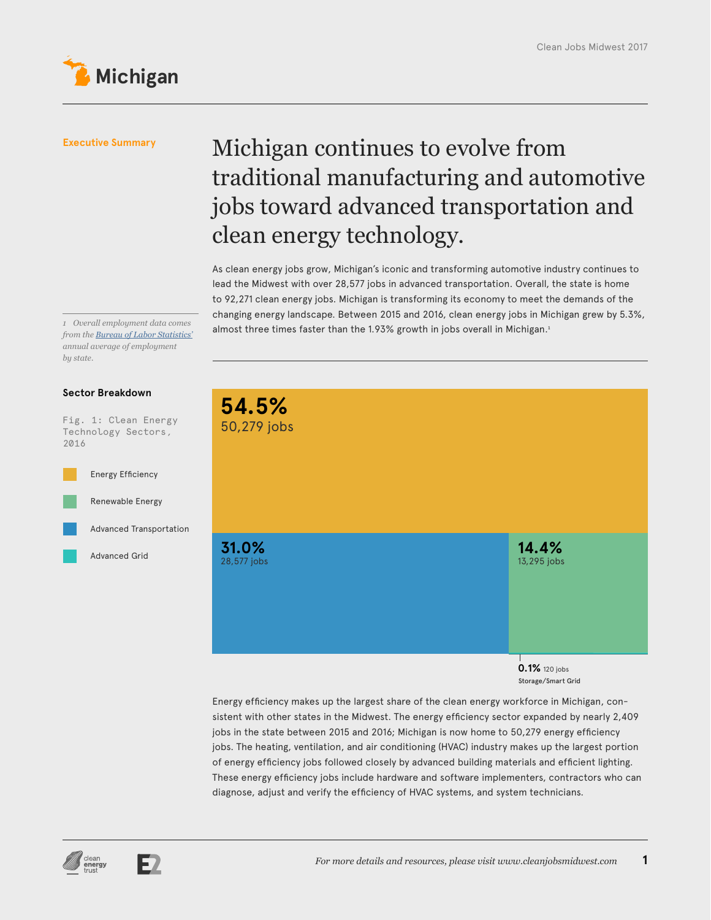# Michigan

## Executive Summary

### Michigan continues to evolve from traditional manufacturing and automotive jobs toward advanced transportation and clean energy technology.

As clean energy jobs grow, Michigan's iconic and transforming automotive industry continues to lead the Midwest with over 28,577 jobs in advanced transportation. Overall, the state is home to 92,271 clean energy jobs. Michigan is transforming its economy to meet the demands of the changing energy landscape. Between 2015 and 2016, clean energy jobs in Michigan grew by 5.3%, almost three times faster than the 1.93% growth in jobs overall in Michigan.[1]

*1 Overall employment data comes from the Bureau of Labor Statistics' annual average of employment by state.*

## Sector Breakdown

Fig. 1: Clean Energy Technology Sectors, 2016

| Sector | Share | Jobs |
|---|---|---|
| Energy Efficiency | 54.5% | 50,279 jobs |
| Advanced Transportation | 31.0% | 28,577 jobs |
| Renewable Energy | 14.4% | 13,295 jobs |
| Advanced Grid (Storage/Smart Grid) | 0.1% | 120 jobs |

Energy efficiency makes up the largest share of the clean energy workforce in Michigan, consistent with other states in the Midwest. The energy efficiency sector expanded by nearly 2,409 jobs in the state between 2015 and 2016; Michigan is now home to 50,279 energy efficiency jobs. The heating, ventilation, and air conditioning (HVAC) industry makes up the largest portion of energy efficiency jobs followed closely by advanced building materials and efficient lighting. These energy efficiency jobs include hardware and software implementers, contractors who can diagnose, adjust and verify the efficiency of HVAC systems, and system technicians.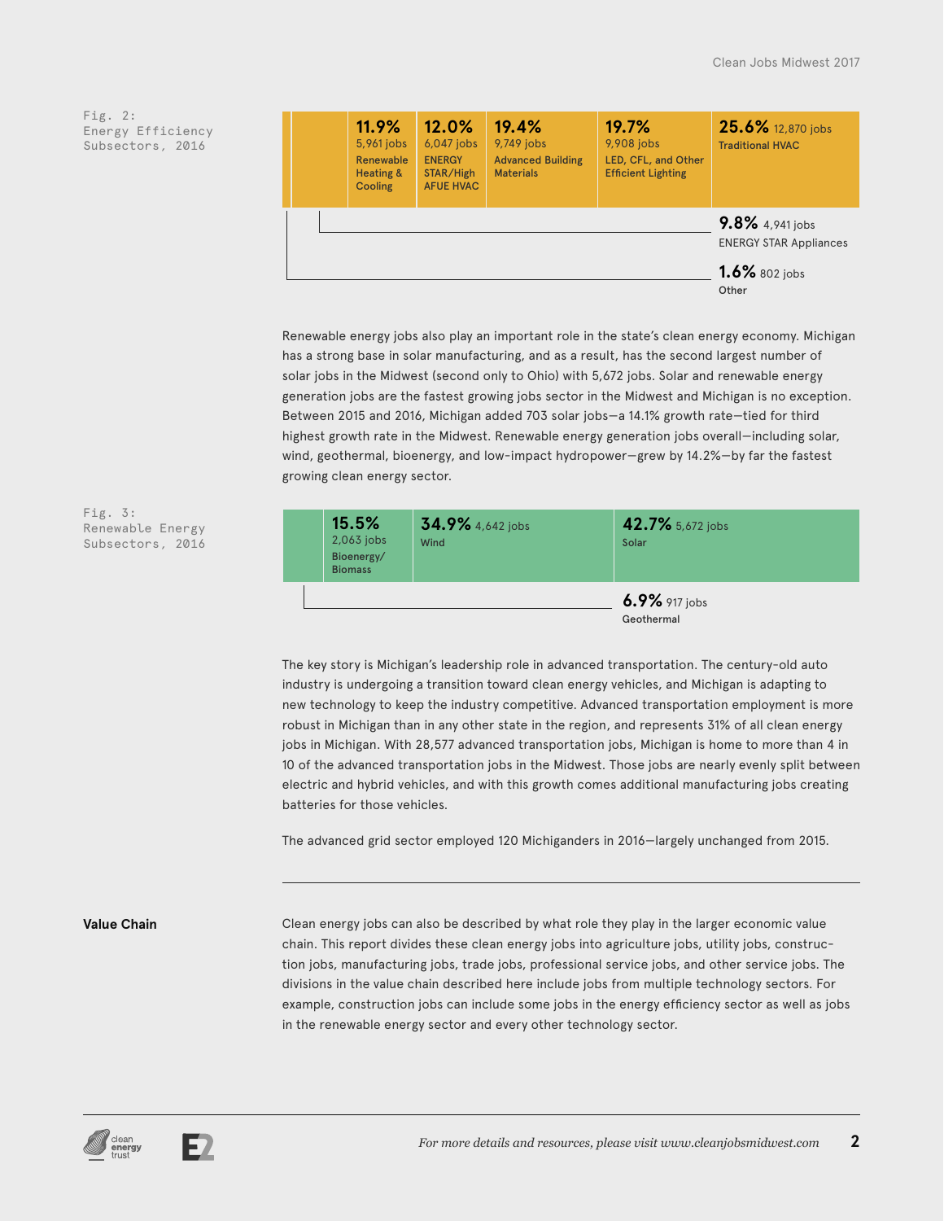Fig. 2: Energy Efficiency Subsectors, 2016

| Subsector | Share | Jobs |
| --- | --- | --- |
| Renewable Heating & Cooling | 11.9% | 5,961 jobs |
| ENERGY STAR/High AFUE HVAC | 12.0% | 6,047 jobs |
| Advanced Building Materials | 19.4% | 9,749 jobs |
| LED, CFL, and Other Efficient Lighting | 19.7% | 9,908 jobs |
| Traditional HVAC | 25.6% | 12,870 jobs |
| ENERGY STAR Appliances | 9.8% | 4,941 jobs |
| Other | 1.6% | 802 jobs |

Renewable energy jobs also play an important role in the state's clean energy economy. Michigan has a strong base in solar manufacturing, and as a result, has the second largest number of solar jobs in the Midwest (second only to Ohio) with 5,672 jobs. Solar and renewable energy generation jobs are the fastest growing jobs sector in the Midwest and Michigan is no exception. Between 2015 and 2016, Michigan added 703 solar jobs—a 14.1% growth rate—tied for third highest growth rate in the Midwest. Renewable energy generation jobs overall—including solar, wind, geothermal, bioenergy, and low-impact hydropower—grew by 14.2%—by far the fastest growing clean energy sector.

Fig. 3: Renewable Energy Subsectors, 2016

| Subsector | Share | Jobs |
| --- | --- | --- |
| Bioenergy/Biomass | 15.5% | 2,063 jobs |
| Wind | 34.9% | 4,642 jobs |
| Solar | 42.7% | 5,672 jobs |
| Geothermal | 6.9% | 917 jobs |

The key story is Michigan's leadership role in advanced transportation. The century-old auto industry is undergoing a transition toward clean energy vehicles, and Michigan is adapting to new technology to keep the industry competitive. Advanced transportation employment is more robust in Michigan than in any other state in the region, and represents 31% of all clean energy jobs in Michigan. With 28,577 advanced transportation jobs, Michigan is home to more than 4 in 10 of the advanced transportation jobs in the Midwest. Those jobs are nearly evenly split between electric and hybrid vehicles, and with this growth comes additional manufacturing jobs creating batteries for those vehicles.

The advanced grid sector employed 120 Michiganders in 2016—largely unchanged from 2015.

---

**Value Chain**

Clean energy jobs can also be described by what role they play in the larger economic value chain. This report divides these clean energy jobs into agriculture jobs, utility jobs, construction jobs, manufacturing jobs, trade jobs, professional service jobs, and other service jobs. The divisions in the value chain described here include jobs from multiple technology sectors. For example, construction jobs can include some jobs in the energy efficiency sector as well as jobs in the renewable energy sector and every other technology sector.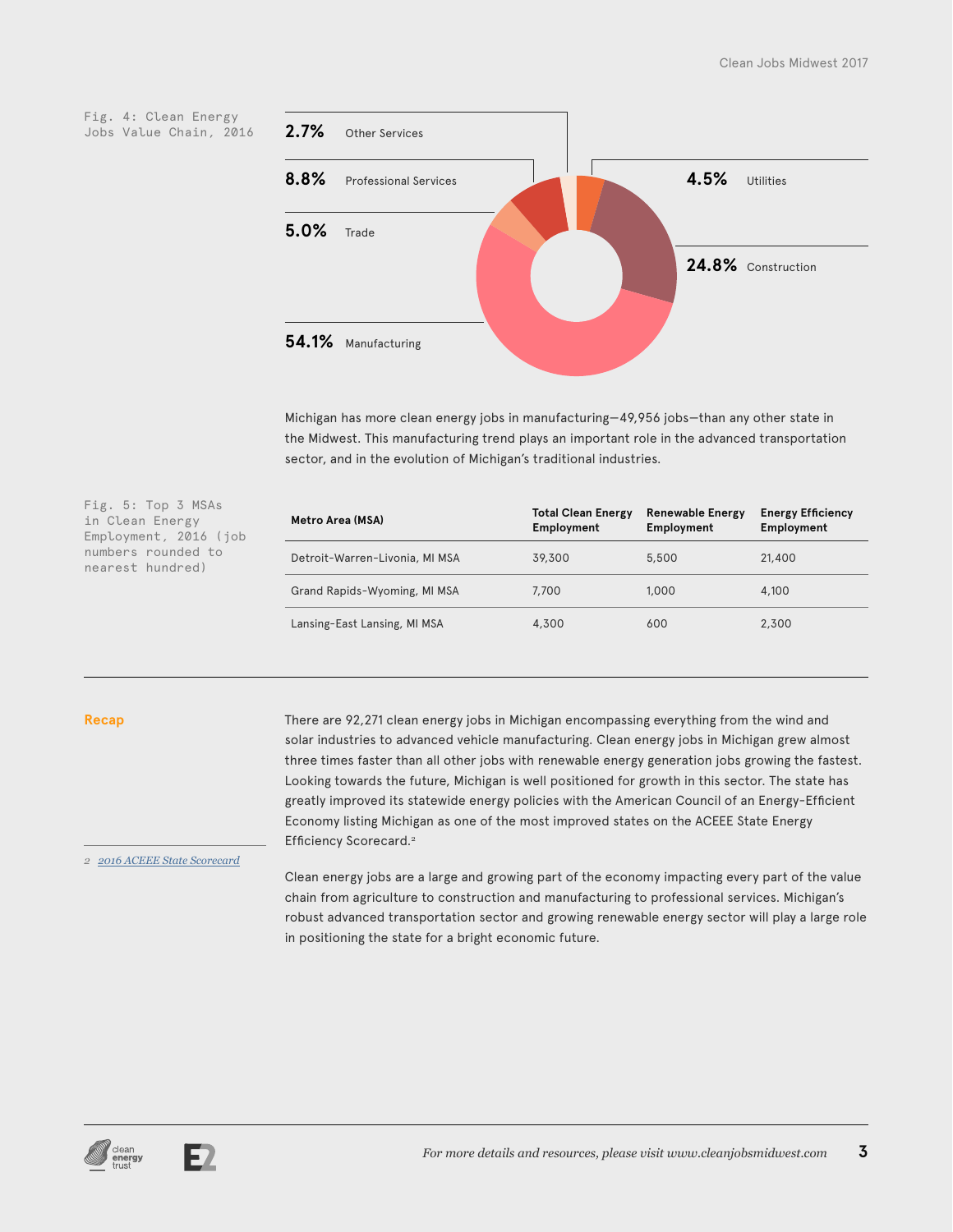Fig. 4: Clean Energy Jobs Value Chain, 2016

| Share | Sector |
|---|---|
| 2.7% | Other Services |
| 8.8% | Professional Services |
| 5.0% | Trade |
| 54.1% | Manufacturing |
| 4.5% | Utilities |
| 24.8% | Construction |

Michigan has more clean energy jobs in manufacturing—49,956 jobs—than any other state in the Midwest. This manufacturing trend plays an important role in the advanced transportation sector, and in the evolution of Michigan's traditional industries.

Fig. 5: Top 3 MSAs in Clean Energy Employment, 2016 (job numbers rounded to nearest hundred)

| Metro Area (MSA) | Total Clean Energy Employment | Renewable Energy Employment | Energy Efficiency Employment |
|---|---|---|---|
| Detroit-Warren-Livonia, MI MSA | 39,300 | 5,500 | 21,400 |
| Grand Rapids-Wyoming, MI MSA | 7,700 | 1,000 | 4,100 |
| Lansing-East Lansing, MI MSA | 4,300 | 600 | 2,300 |

## Recap

There are 92,271 clean energy jobs in Michigan encompassing everything from the wind and solar industries to advanced vehicle manufacturing. Clean energy jobs in Michigan grew almost three times faster than all other jobs with renewable energy generation jobs growing the fastest. Looking towards the future, Michigan is well positioned for growth in this sector. The state has greatly improved its statewide energy policies with the American Council of an Energy-Efficient Economy listing Michigan as one of the most improved states on the ACEEE State Energy Efficiency Scorecard.[2]

Clean energy jobs are a large and growing part of the economy impacting every part of the value chain from agriculture to construction and manufacturing to professional services. Michigan's robust advanced transportation sector and growing renewable energy sector will play a large role in positioning the state for a bright economic future.

2 *2016 ACEEE State Scorecard*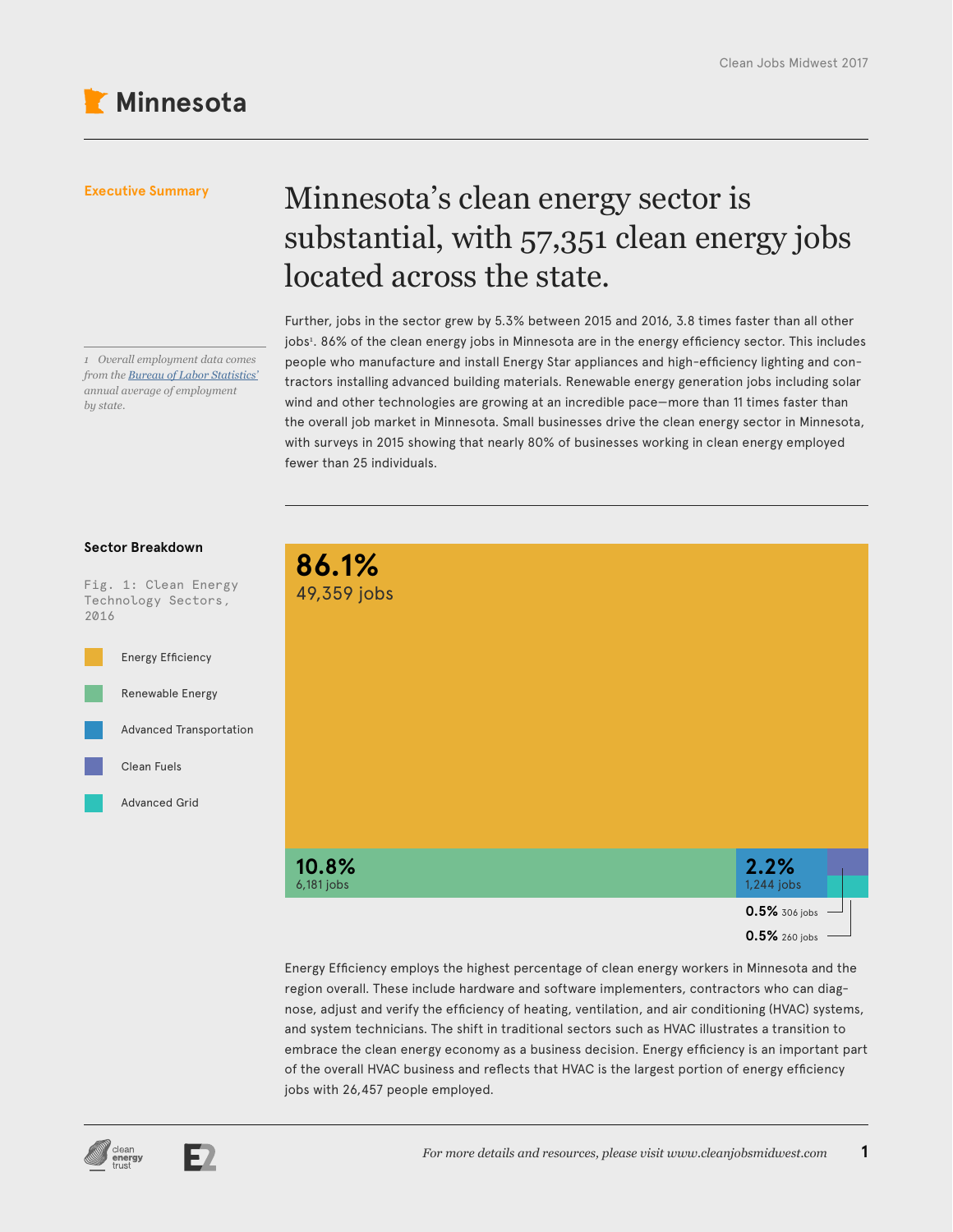# Minnesota

**Executive Summary**

## Minnesota's clean energy sector is substantial, with 57,351 clean energy jobs located across the state.

Further, jobs in the sector grew by 5.3% between 2015 and 2016, 3.8 times faster than all other jobs[1]. 86% of the clean energy jobs in Minnesota are in the energy efficiency sector. This includes people who manufacture and install Energy Star appliances and high-efficiency lighting and contractors installing advanced building materials. Renewable energy generation jobs including solar wind and other technologies are growing at an incredible pace—more than 11 times faster than the overall job market in Minnesota. Small businesses drive the clean energy sector in Minnesota, with surveys in 2015 showing that nearly 80% of businesses working in clean energy employed fewer than 25 individuals.

*1 Overall employment data comes from the Bureau of Labor Statistics' annual average of employment by state.*

**Sector Breakdown**

Fig. 1: Clean Energy Technology Sectors, 2016

| Sector | Share | Jobs |
|---|---|---|
| Energy Efficiency | 86.1% | 49,359 jobs |
| Renewable Energy | 10.8% | 6,181 jobs |
| Advanced Transportation | 2.2% | 1,244 jobs |
| Clean Fuels | 0.5% | 306 jobs |
| Advanced Grid | 0.5% | 260 jobs |

Energy Efficiency employs the highest percentage of clean energy workers in Minnesota and the region overall. These include hardware and software implementers, contractors who can diagnose, adjust and verify the efficiency of heating, ventilation, and air conditioning (HVAC) systems, and system technicians. The shift in traditional sectors such as HVAC illustrates a transition to embrace the clean energy economy as a business decision. Energy efficiency is an important part of the overall HVAC business and reflects that HVAC is the largest portion of energy efficiency jobs with 26,457 people employed.

*For more details and resources, please visit www.cleanjobsmidwest.com*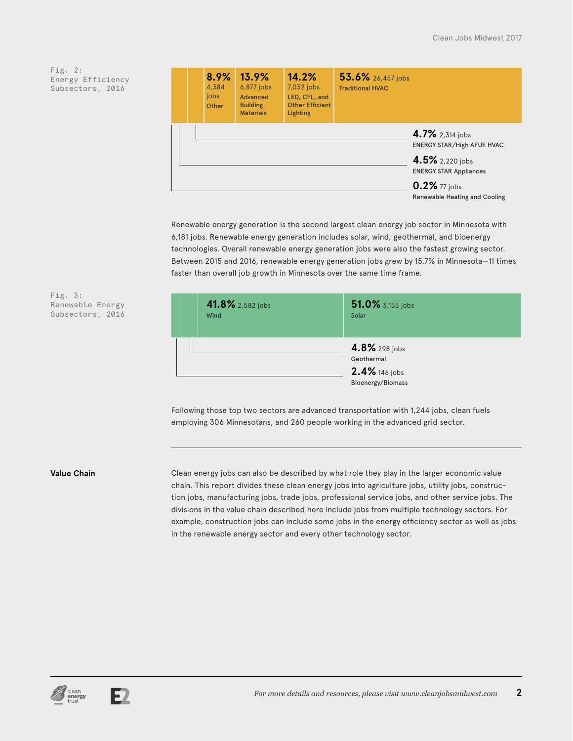Fig. 2:
Energy Efficiency Subsectors, 2016

| Share | Jobs | Subsector |
|---|---|---|
| 8.9% | 4,384 jobs | Other |
| 13.9% | 6,877 jobs | Advanced Building Materials |
| 14.2% | 7,032 jobs | LED, CFL, and Other Efficient Lighting |
| 53.6% | 26,457 jobs | Traditional HVAC |
| 4.7% | 2,314 jobs | ENERGY STAR/High AFUE HVAC |
| 4.5% | 2,220 jobs | ENERGY STAR Appliances |
| 0.2% | 77 jobs | Renewable Heating and Cooling |

Renewable energy generation is the second largest clean energy job sector in Minnesota with 6,181 jobs. Renewable energy generation includes solar, wind, geothermal, and bioenergy technologies. Overall renewable energy generation jobs were also the fastest growing sector. Between 2015 and 2016, renewable energy generation jobs grew by 15.7% in Minnesota—11 times faster than overall job growth in Minnesota over the same time frame.

Fig. 3:
Renewable Energy Subsectors, 2016

| Share | Jobs | Subsector |
|---|---|---|
| 41.8% | 2,582 jobs | Wind |
| 51.0% | 3,155 jobs | Solar |
| 4.8% | 298 jobs | Geothermal |
| 2.4% | 146 jobs | Bioenergy/Biomass |

Following those top two sectors are advanced transportation with 1,244 jobs, clean fuels employing 306 Minnesotans, and 260 people working in the advanced grid sector.

---

**Value Chain**

Clean energy jobs can also be described by what role they play in the larger economic value chain. This report divides these clean energy jobs into agriculture jobs, utility jobs, construction jobs, manufacturing jobs, trade jobs, professional service jobs, and other service jobs. The divisions in the value chain described here include jobs from multiple technology sectors. For example, construction jobs can include some jobs in the energy efficiency sector as well as jobs in the renewable energy sector and every other technology sector.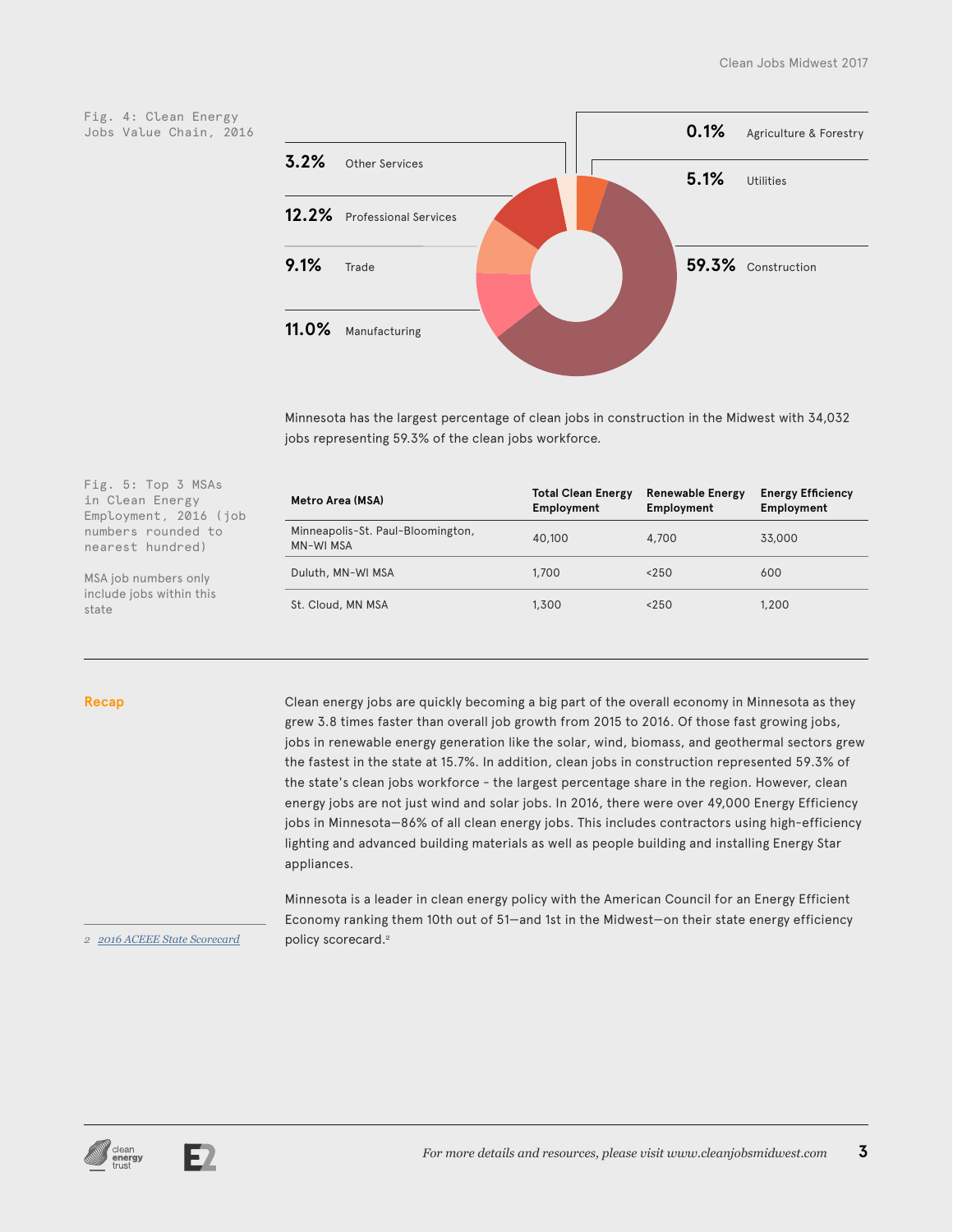Fig. 4: Clean Energy Jobs Value Chain, 2016

| Share | Sector |
|---|---|
| 0.1% | Agriculture & Forestry |
| 5.1% | Utilities |
| 59.3% | Construction |
| 3.2% | Other Services |
| 12.2% | Professional Services |
| 9.1% | Trade |
| 11.0% | Manufacturing |

Minnesota has the largest percentage of clean jobs in construction in the Midwest with 34,032 jobs representing 59.3% of the clean jobs workforce.

Fig. 5: Top 3 MSAs in Clean Energy Employment, 2016 (job numbers rounded to nearest hundred)

MSA job numbers only include jobs within this state

| Metro Area (MSA) | Total Clean Energy Employment | Renewable Energy Employment | Energy Efficiency Employment |
|---|---|---|---|
| Minneapolis-St. Paul-Bloomington, MN-WI MSA | 40,100 | 4,700 | 33,000 |
| Duluth, MN-WI MSA | 1,700 | <250 | 600 |
| St. Cloud, MN MSA | 1,300 | <250 | 1,200 |

## Recap

Clean energy jobs are quickly becoming a big part of the overall economy in Minnesota as they grew 3.8 times faster than overall job growth from 2015 to 2016. Of those fast growing jobs, jobs in renewable energy generation like the solar, wind, biomass, and geothermal sectors grew the fastest in the state at 15.7%. In addition, clean jobs in construction represented 59.3% of the state's clean jobs workforce - the largest percentage share in the region. However, clean energy jobs are not just wind and solar jobs. In 2016, there were over 49,000 Energy Efficiency jobs in Minnesota—86% of all clean energy jobs. This includes contractors using high-efficiency lighting and advanced building materials as well as people building and installing Energy Star appliances.

Minnesota is a leader in clean energy policy with the American Council for an Energy Efficient Economy ranking them 10th out of 51—and 1st in the Midwest—on their state energy efficiency policy scorecard.[2]

2 *2016 ACEEE State Scorecard*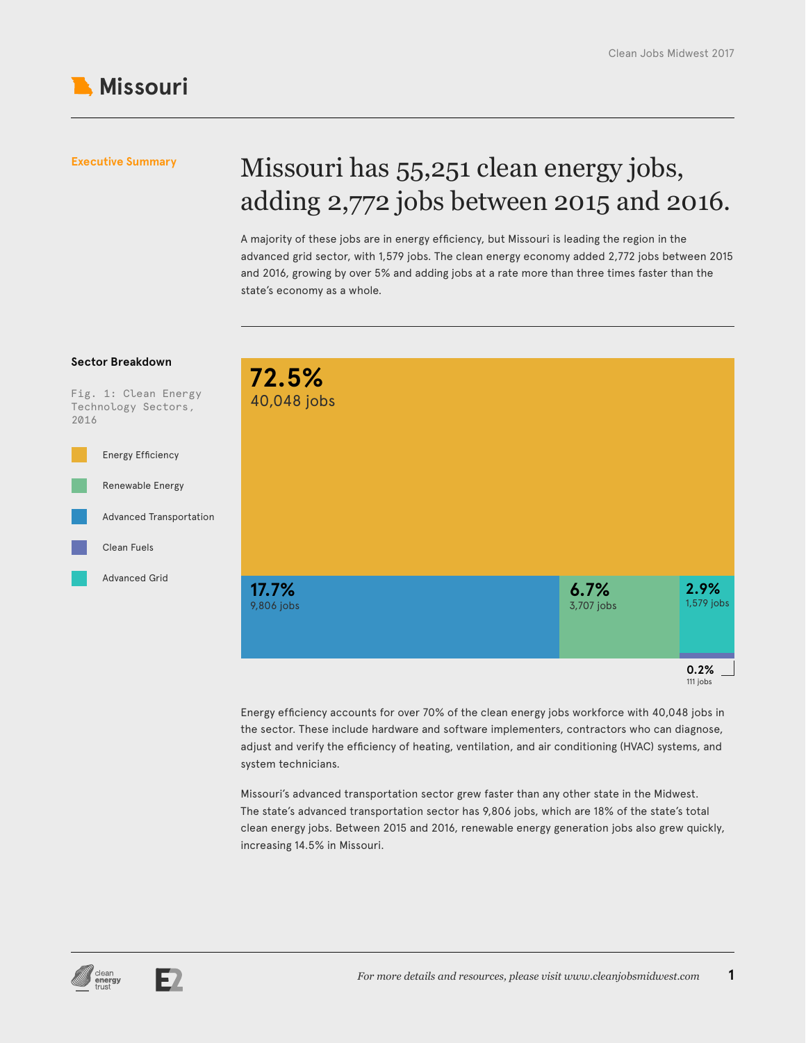# Missouri

**Executive Summary**

## Missouri has 55,251 clean energy jobs, adding 2,772 jobs between 2015 and 2016.

A majority of these jobs are in energy efficiency, but Missouri is leading the region in the advanced grid sector, with 1,579 jobs. The clean energy economy added 2,772 jobs between 2015 and 2016, growing by over 5% and adding jobs at a rate more than three times faster than the state's economy as a whole.

### Sector Breakdown

Fig. 1: Clean Energy Technology Sectors, 2016

| Sector | Share | Jobs |
|---|---|---|
| Energy Efficiency | 72.5% | 40,048 jobs |
| Advanced Transportation | 17.7% | 9,806 jobs |
| Renewable Energy | 6.7% | 3,707 jobs |
| Advanced Grid | 2.9% | 1,579 jobs |
| Clean Fuels | 0.2% | 111 jobs |

Energy efficiency accounts for over 70% of the clean energy jobs workforce with 40,048 jobs in the sector. These include hardware and software implementers, contractors who can diagnose, adjust and verify the efficiency of heating, ventilation, and air conditioning (HVAC) systems, and system technicians.

Missouri's advanced transportation sector grew faster than any other state in the Midwest. The state's advanced transportation sector has 9,806 jobs, which are 18% of the state's total clean energy jobs. Between 2015 and 2016, renewable energy generation jobs also grew quickly, increasing 14.5% in Missouri.

*For more details and resources, please visit www.cleanjobsmidwest.com*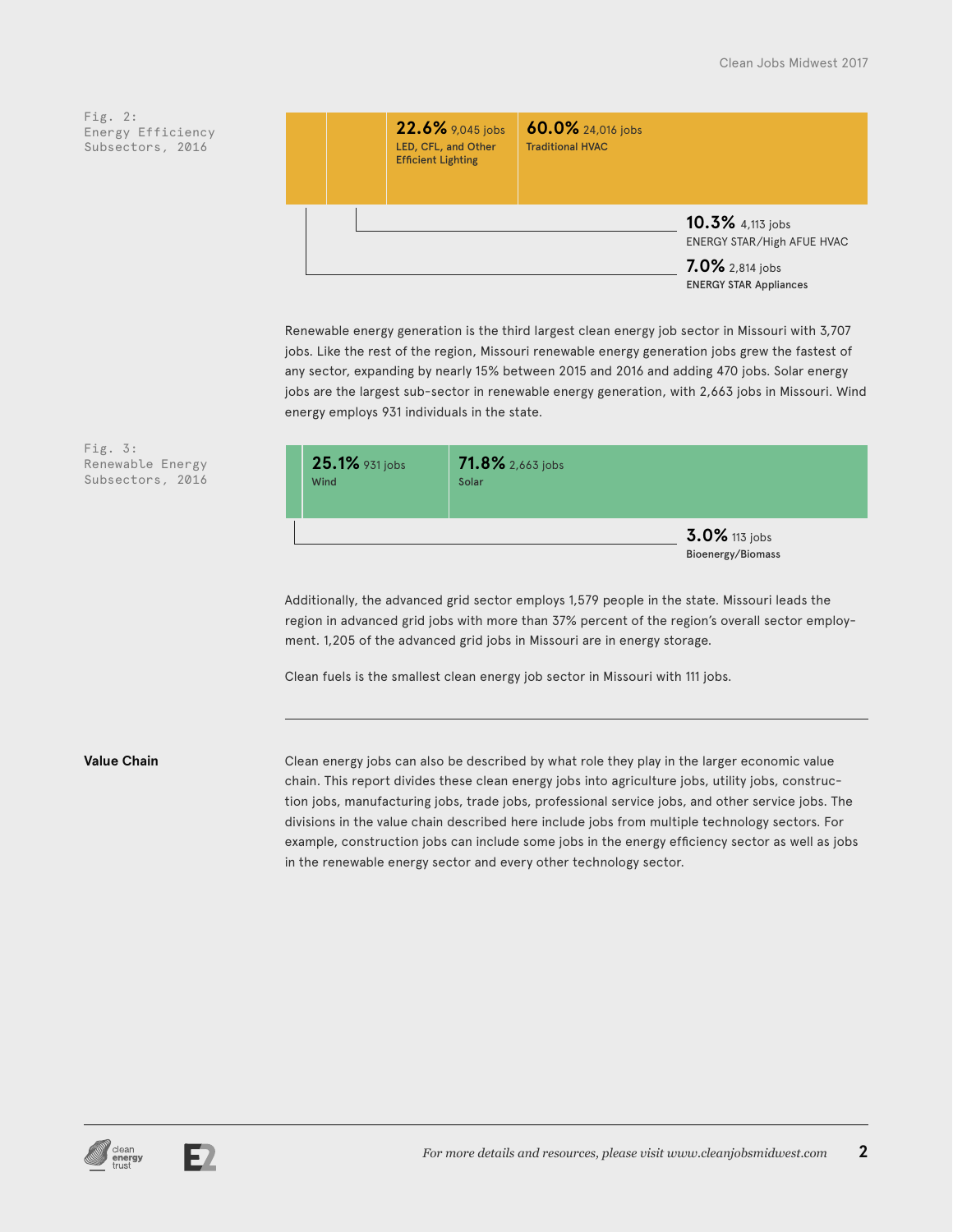Fig. 2: Energy Efficiency Subsectors, 2016

**22.6%** 9,045 jobs
LED, CFL, and Other Efficient Lighting

**60.0%** 24,016 jobs
Traditional HVAC

**10.3%** 4,113 jobs
ENERGY STAR/High AFUE HVAC

**7.0%** 2,814 jobs
ENERGY STAR Appliances

Renewable energy generation is the third largest clean energy job sector in Missouri with 3,707 jobs. Like the rest of the region, Missouri renewable energy generation jobs grew the fastest of any sector, expanding by nearly 15% between 2015 and 2016 and adding 470 jobs. Solar energy jobs are the largest sub-sector in renewable energy generation, with 2,663 jobs in Missouri. Wind energy employs 931 individuals in the state.

Fig. 3: Renewable Energy Subsectors, 2016

**25.1%** 931 jobs
Wind

**71.8%** 2,663 jobs
Solar

**3.0%** 113 jobs
Bioenergy/Biomass

Additionally, the advanced grid sector employs 1,579 people in the state. Missouri leads the region in advanced grid jobs with more than 37% percent of the region's overall sector employment. 1,205 of the advanced grid jobs in Missouri are in energy storage.

Clean fuels is the smallest clean energy job sector in Missouri with 111 jobs.

---

**Value Chain**

Clean energy jobs can also be described by what role they play in the larger economic value chain. This report divides these clean energy jobs into agriculture jobs, utility jobs, construction jobs, manufacturing jobs, trade jobs, professional service jobs, and other service jobs. The divisions in the value chain described here include jobs from multiple technology sectors. For example, construction jobs can include some jobs in the energy efficiency sector as well as jobs in the renewable energy sector and every other technology sector.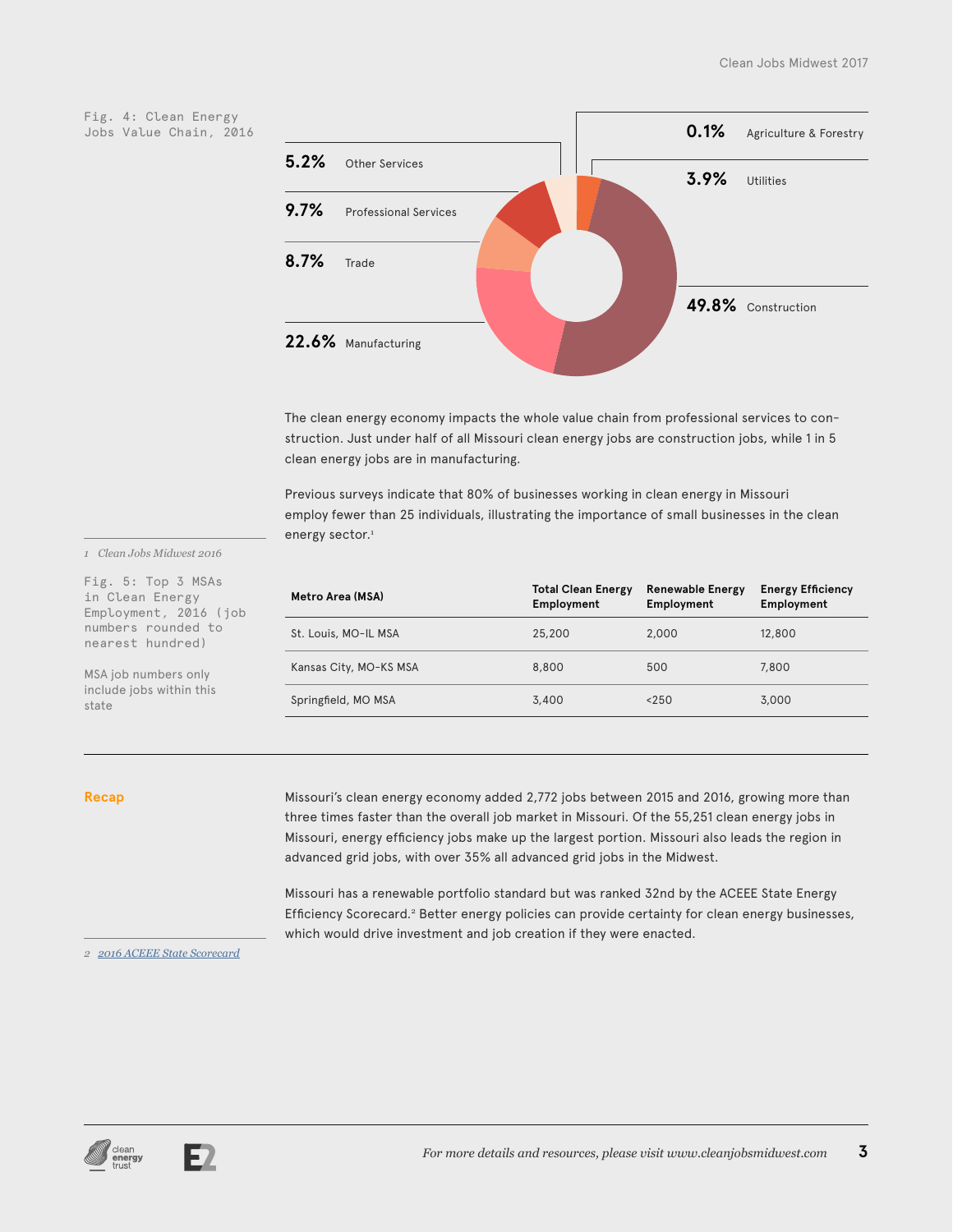Fig. 4: Clean Energy Jobs Value Chain, 2016

| Sector | Share |
|---|---|
| Agriculture & Forestry | 0.1% |
| Utilities | 3.9% |
| Construction | 49.8% |
| Manufacturing | 22.6% |
| Trade | 8.7% |
| Professional Services | 9.7% |
| Other Services | 5.2% |

The clean energy economy impacts the whole value chain from professional services to construction. Just under half of all Missouri clean energy jobs are construction jobs, while 1 in 5 clean energy jobs are in manufacturing.

Previous surveys indicate that 80% of businesses working in clean energy in Missouri employ fewer than 25 individuals, illustrating the importance of small businesses in the clean energy sector.[1]

1 *Clean Jobs Midwest 2016*

Fig. 5: Top 3 MSAs in Clean Energy Employment, 2016 (job numbers rounded to nearest hundred)

MSA job numbers only include jobs within this state

| Metro Area (MSA) | Total Clean Energy Employment | Renewable Energy Employment | Energy Efficiency Employment |
|---|---|---|---|
| St. Louis, MO-IL MSA | 25,200 | 2,000 | 12,800 |
| Kansas City, MO-KS MSA | 8,800 | 500 | 7,800 |
| Springfield, MO MSA | 3,400 | <250 | 3,000 |

## Recap

Missouri's clean energy economy added 2,772 jobs between 2015 and 2016, growing more than three times faster than the overall job market in Missouri. Of the 55,251 clean energy jobs in Missouri, energy efficiency jobs make up the largest portion. Missouri also leads the region in advanced grid jobs, with over 35% all advanced grid jobs in the Midwest.

Missouri has a renewable portfolio standard but was ranked 32nd by the ACEEE State Energy Efficiency Scorecard.[2] Better energy policies can provide certainty for clean energy businesses, which would drive investment and job creation if they were enacted.

2 *2016 ACEEE State Scorecard*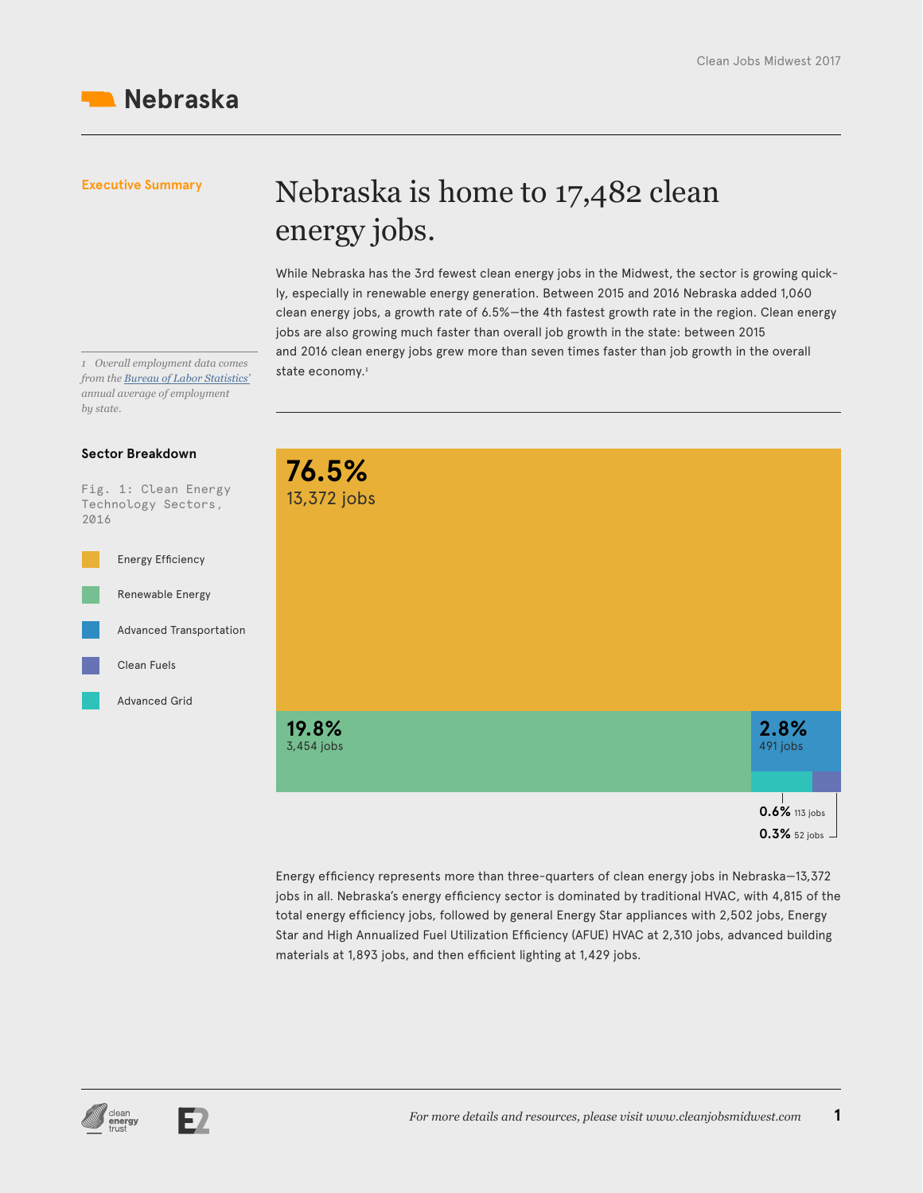# Nebraska

## Executive Summary

### Nebraska is home to 17,482 clean energy jobs.

While Nebraska has the 3rd fewest clean energy jobs in the Midwest, the sector is growing quickly, especially in renewable energy generation. Between 2015 and 2016 Nebraska added 1,060 clean energy jobs, a growth rate of 6.5%—the 4th fastest growth rate in the region. Clean energy jobs are also growing much faster than overall job growth in the state: between 2015 and 2016 clean energy jobs grew more than seven times faster than job growth in the overall state economy.[1]

*1 Overall employment data comes from the Bureau of Labor Statistics' annual average of employment by state.*

## Sector Breakdown

Fig. 1: Clean Energy Technology Sectors, 2016

| Sector | Share | Jobs |
| --- | --- | --- |
| Energy Efficiency | 76.5% | 13,372 jobs |
| Renewable Energy | 19.8% | 3,454 jobs |
| Advanced Transportation | 2.8% | 491 jobs |
| Advanced Grid | 0.6% | 113 jobs |
| Clean Fuels | 0.3% | 52 jobs |

Energy efficiency represents more than three-quarters of clean energy jobs in Nebraska—13,372 jobs in all. Nebraska's energy efficiency sector is dominated by traditional HVAC, with 4,815 of the total energy efficiency jobs, followed by general Energy Star appliances with 2,502 jobs, Energy Star and High Annualized Fuel Utilization Efficiency (AFUE) HVAC at 2,310 jobs, advanced building materials at 1,893 jobs, and then efficient lighting at 1,429 jobs.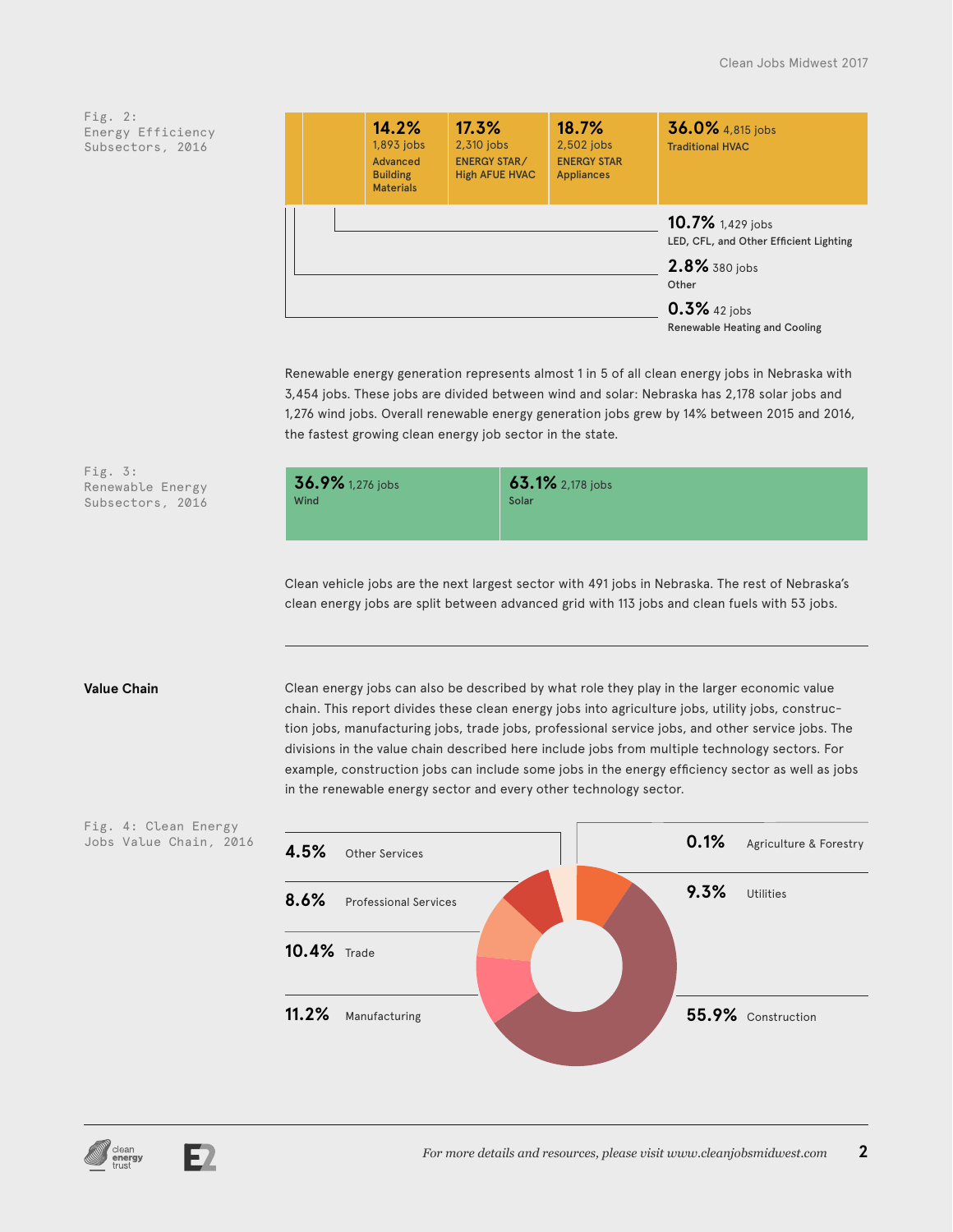Fig. 2: Energy Efficiency Subsectors, 2016

| Share | Jobs | Subsector |
|---|---|---|
| 36.0% | 4,815 jobs | Traditional HVAC |
| 18.7% | 2,502 jobs | ENERGY STAR Appliances |
| 17.3% | 2,310 jobs | ENERGY STAR/ High AFUE HVAC |
| 14.2% | 1,893 jobs | Advanced Building Materials |
| 10.7% | 1,429 jobs | LED, CFL, and Other Efficient Lighting |
| 2.8% | 380 jobs | Other |
| 0.3% | 42 jobs | Renewable Heating and Cooling |

Renewable energy generation represents almost 1 in 5 of all clean energy jobs in Nebraska with 3,454 jobs. These jobs are divided between wind and solar: Nebraska has 2,178 solar jobs and 1,276 wind jobs. Overall renewable energy generation jobs grew by 14% between 2015 and 2016, the fastest growing clean energy job sector in the state.

Fig. 3: Renewable Energy Subsectors, 2016

| Share | Jobs | Subsector |
|---|---|---|
| 36.9% | 1,276 jobs | Wind |
| 63.1% | 2,178 jobs | Solar |

Clean vehicle jobs are the next largest sector with 491 jobs in Nebraska. The rest of Nebraska's clean energy jobs are split between advanced grid with 113 jobs and clean fuels with 53 jobs.

---

**Value Chain**

Clean energy jobs can also be described by what role they play in the larger economic value chain. This report divides these clean energy jobs into agriculture jobs, utility jobs, construction jobs, manufacturing jobs, trade jobs, professional service jobs, and other service jobs. The divisions in the value chain described here include jobs from multiple technology sectors. For example, construction jobs can include some jobs in the energy efficiency sector as well as jobs in the renewable energy sector and every other technology sector.

Fig. 4: Clean Energy Jobs Value Chain, 2016

| Share | Value Chain Segment |
|---|---|
| 4.5% | Other Services |
| 8.6% | Professional Services |
| 10.4% | Trade |
| 11.2% | Manufacturing |
| 0.1% | Agriculture & Forestry |
| 9.3% | Utilities |
| 55.9% | Construction |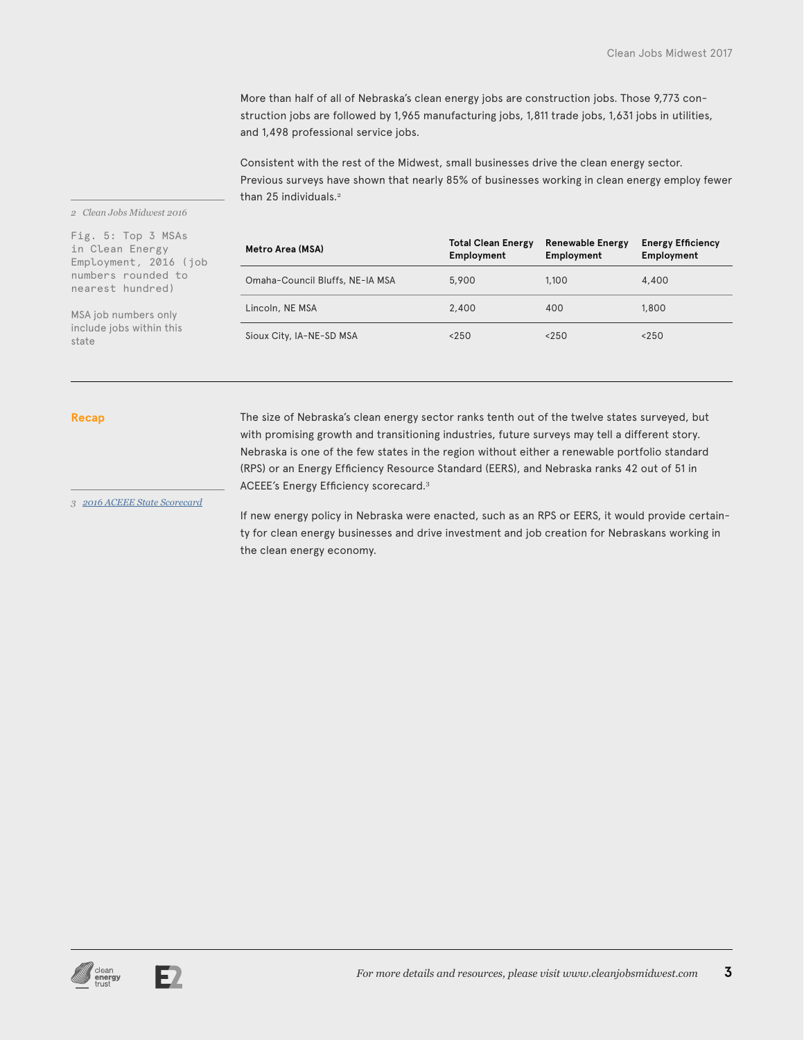More than half of all of Nebraska's clean energy jobs are construction jobs. Those 9,773 construction jobs are followed by 1,965 manufacturing jobs, 1,811 trade jobs, 1,631 jobs in utilities, and 1,498 professional service jobs.

Consistent with the rest of the Midwest, small businesses drive the clean energy sector. Previous surveys have shown that nearly 85% of businesses working in clean energy employ fewer than 25 individuals.[2]

2 *Clean Jobs Midwest 2016*

Fig. 5: Top 3 MSAs in Clean Energy Employment, 2016 (job numbers rounded to nearest hundred)

MSA job numbers only include jobs within this state

| Metro Area (MSA) | Total Clean Energy Employment | Renewable Energy Employment | Energy Efficiency Employment |
|---|---|---|---|
| Omaha-Council Bluffs, NE-IA MSA | 5,900 | 1,100 | 4,400 |
| Lincoln, NE MSA | 2,400 | 400 | 1,800 |
| Sioux City, IA-NE-SD MSA | <250 | <250 | <250 |

## Recap

The size of Nebraska's clean energy sector ranks tenth out of the twelve states surveyed, but with promising growth and transitioning industries, future surveys may tell a different story. Nebraska is one of the few states in the region without either a renewable portfolio standard (RPS) or an Energy Efficiency Resource Standard (EERS), and Nebraska ranks 42 out of 51 in ACEEE's Energy Efficiency scorecard.[3]

3 *2016 ACEEE State Scorecard*

If new energy policy in Nebraska were enacted, such as an RPS or EERS, it would provide certainty for clean energy businesses and drive investment and job creation for Nebraskans working in the clean energy economy.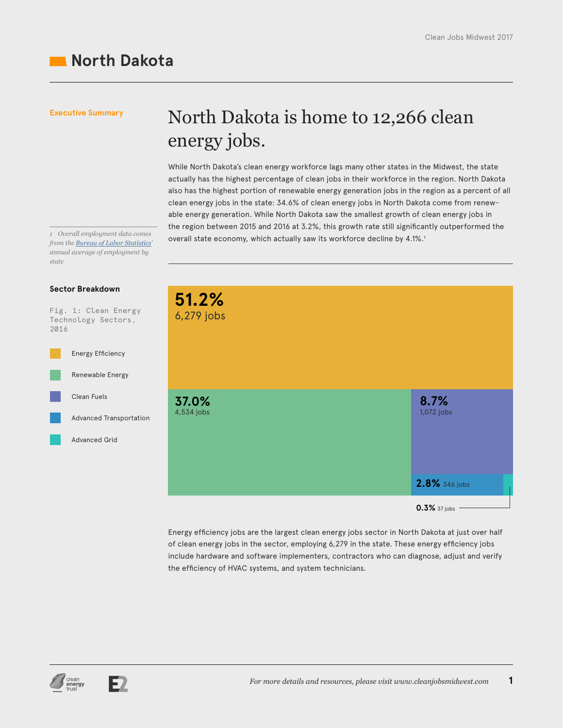# North Dakota

**Executive Summary**

## North Dakota is home to 12,266 clean energy jobs.

While North Dakota's clean energy workforce lags many other states in the Midwest, the state actually has the highest percentage of clean jobs in their workforce in the region. North Dakota also has the highest portion of renewable energy generation jobs in the region as a percent of all clean energy jobs in the state: 34.6% of clean energy jobs in North Dakota come from renewable energy generation. While North Dakota saw the smallest growth of clean energy jobs in the region between 2015 and 2016 at 3.2%, this growth rate still significantly outperformed the overall state economy, which actually saw its workforce decline by 4.1%.[1]

1 *Overall employment data comes from the Bureau of Labor Statistics' annual average of employment by state*

### Sector Breakdown

Fig. 1: Clean Energy Technology Sectors, 2016

| Sector | Percent | Jobs |
|---|---|---|
| Energy Efficiency | 51.2% | 6,279 jobs |
| Renewable Energy | 37.0% | 4,534 jobs |
| Clean Fuels | 8.7% | 1,072 jobs |
| Advanced Transportation | 2.8% | 346 jobs |
| Advanced Grid | 0.3% | 37 jobs |

Energy efficiency jobs are the largest clean energy jobs sector in North Dakota at just over half of clean energy jobs in the sector, employing 6,279 in the state. These energy efficiency jobs include hardware and software implementers, contractors who can diagnose, adjust and verify the efficiency of HVAC systems, and system technicians.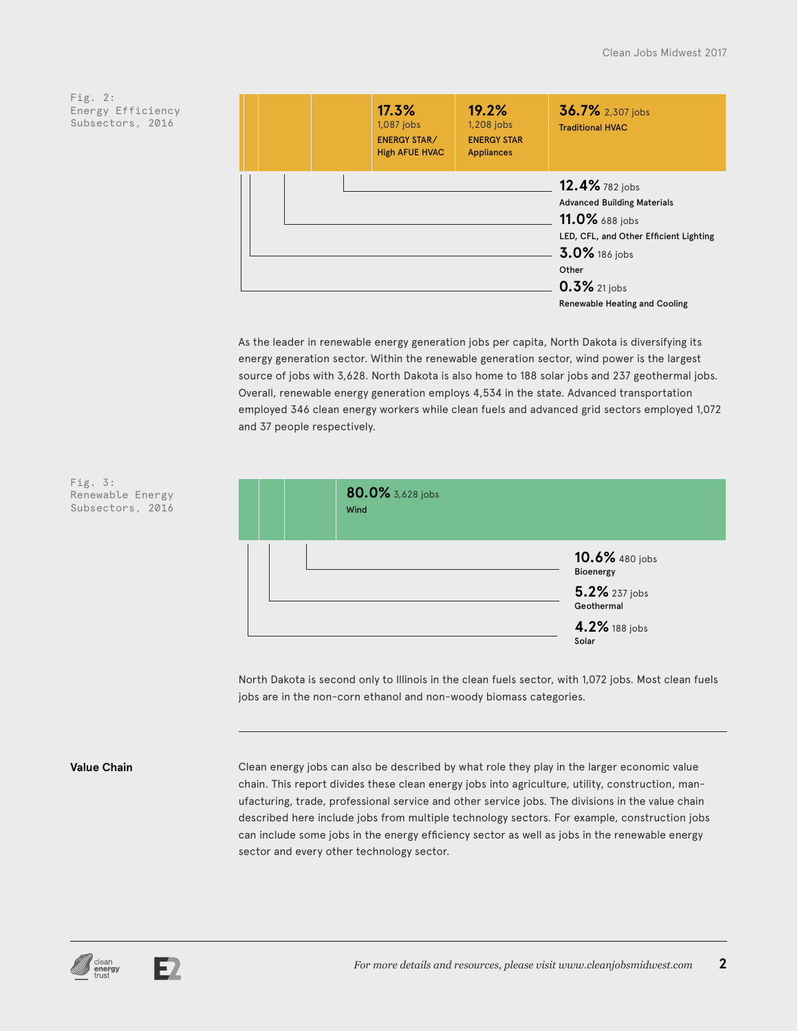Fig. 2:
Energy Efficiency Subsectors, 2016

| Subsector | Share | Jobs |
|---|---|---|
| Traditional HVAC | 36.7% | 2,307 jobs |
| ENERGY STAR Appliances | 19.2% | 1,208 jobs |
| ENERGY STAR/ High AFUE HVAC | 17.3% | 1,087 jobs |
| Advanced Building Materials | 12.4% | 782 jobs |
| LED, CFL, and Other Efficient Lighting | 11.0% | 688 jobs |
| Other | 3.0% | 186 jobs |
| Renewable Heating and Cooling | 0.3% | 21 jobs |

As the leader in renewable energy generation jobs per capita, North Dakota is diversifying its energy generation sector. Within the renewable generation sector, wind power is the largest source of jobs with 3,628. North Dakota is also home to 188 solar jobs and 237 geothermal jobs. Overall, renewable energy generation employs 4,534 in the state. Advanced transportation employed 346 clean energy workers while clean fuels and advanced grid sectors employed 1,072 and 37 people respectively.

Fig. 3:
Renewable Energy Subsectors, 2016

| Subsector | Share | Jobs |
|---|---|---|
| Wind | 80.0% | 3,628 jobs |
| Bioenergy | 10.6% | 480 jobs |
| Geothermal | 5.2% | 237 jobs |
| Solar | 4.2% | 188 jobs |

North Dakota is second only to Illinois in the clean fuels sector, with 1,072 jobs. Most clean fuels jobs are in the non-corn ethanol and non-woody biomass categories.

---

**Value Chain**

Clean energy jobs can also be described by what role they play in the larger economic value chain. This report divides these clean energy jobs into agriculture, utility, construction, manufacturing, trade, professional service and other service jobs. The divisions in the value chain described here include jobs from multiple technology sectors. For example, construction jobs can include some jobs in the energy efficiency sector as well as jobs in the renewable energy sector and every other technology sector.

*For more details and resources, please visit www.cleanjobsmidwest.com*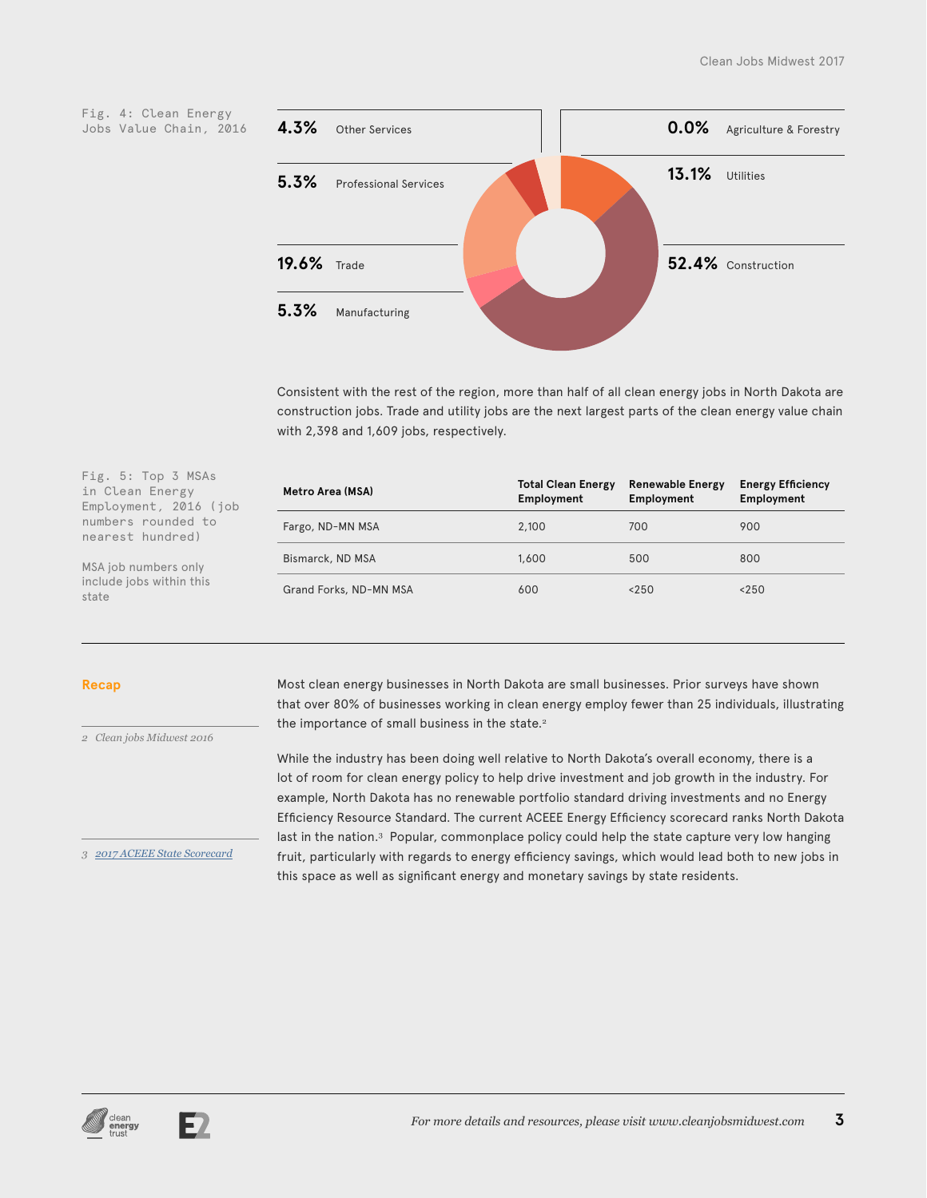Fig. 4: Clean Energy Jobs Value Chain, 2016

| Share | Sector |
|---|---|
| 4.3% | Other Services |
| 0.0% | Agriculture & Forestry |
| 5.3% | Professional Services |
| 13.1% | Utilities |
| 19.6% | Trade |
| 52.4% | Construction |
| 5.3% | Manufacturing |

Consistent with the rest of the region, more than half of all clean energy jobs in North Dakota are construction jobs. Trade and utility jobs are the next largest parts of the clean energy value chain with 2,398 and 1,609 jobs, respectively.

Fig. 5: Top 3 MSAs in Clean Energy Employment, 2016 (job numbers rounded to nearest hundred)

MSA job numbers only include jobs within this state

| Metro Area (MSA) | Total Clean Energy Employment | Renewable Energy Employment | Energy Efficiency Employment |
|---|---|---|---|
| Fargo, ND-MN MSA | 2,100 | 700 | 900 |
| Bismarck, ND MSA | 1,600 | 500 | 800 |
| Grand Forks, ND-MN MSA | 600 | <250 | <250 |

## Recap

Most clean energy businesses in North Dakota are small businesses. Prior surveys have shown that over 80% of businesses working in clean energy employ fewer than 25 individuals, illustrating the importance of small business in the state.[2]

While the industry has been doing well relative to North Dakota's overall economy, there is a lot of room for clean energy policy to help drive investment and job growth in the industry. For example, North Dakota has no renewable portfolio standard driving investments and no Energy Efficiency Resource Standard. The current ACEEE Energy Efficiency scorecard ranks North Dakota last in the nation.[3] Popular, commonplace policy could help the state capture very low hanging fruit, particularly with regards to energy efficiency savings, which would lead both to new jobs in this space as well as significant energy and monetary savings by state residents.

2 *Clean jobs Midwest 2016*

3 *2017 ACEEE State Scorecard*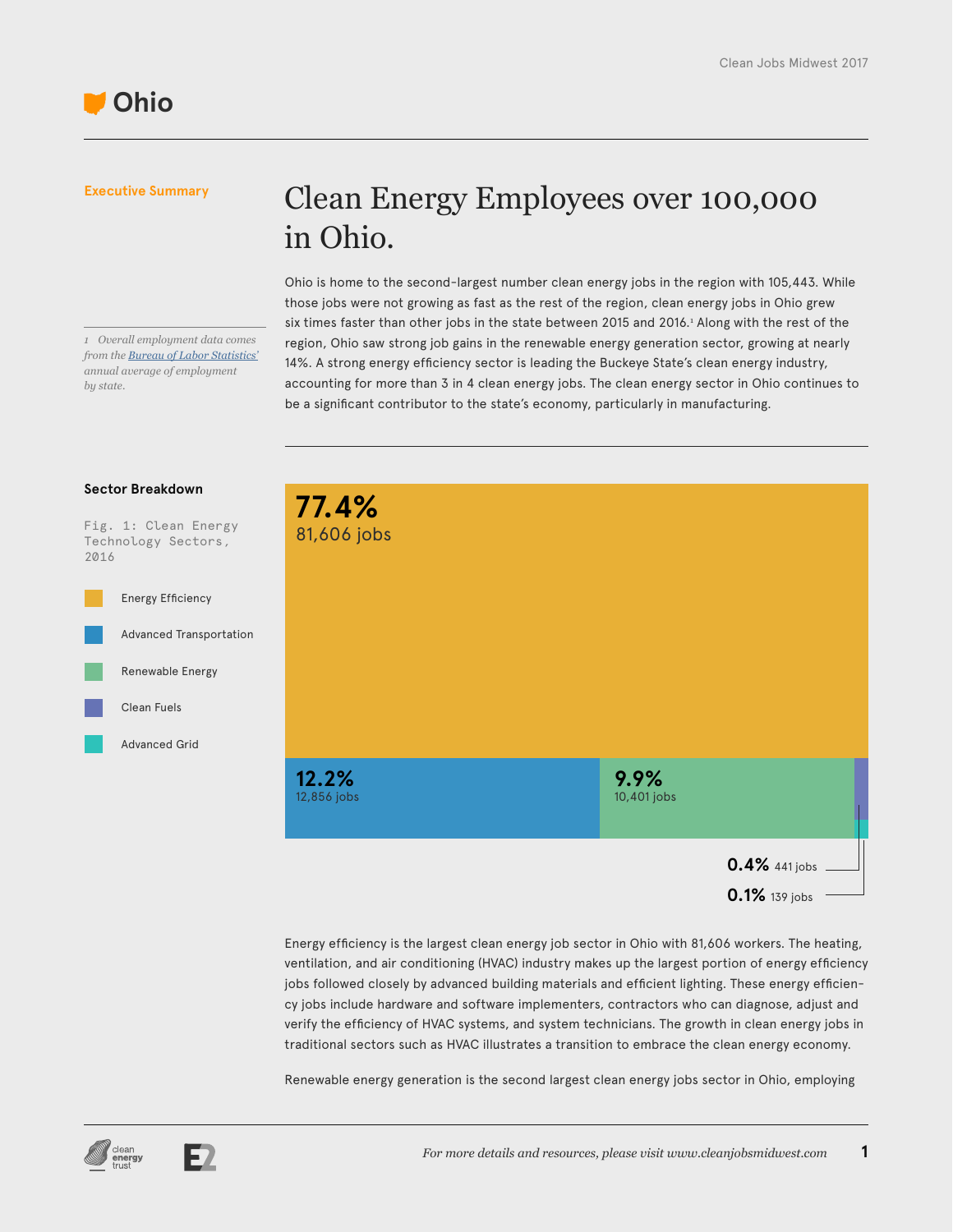# Ohio

**Executive Summary**

## Clean Energy Employees over 100,000 in Ohio.

Ohio is home to the second-largest number clean energy jobs in the region with 105,443. While those jobs were not growing as fast as the rest of the region, clean energy jobs in Ohio grew six times faster than other jobs in the state between 2015 and 2016.[1] Along with the rest of the region, Ohio saw strong job gains in the renewable energy generation sector, growing at nearly 14%. A strong energy efficiency sector is leading the Buckeye State's clean energy industry, accounting for more than 3 in 4 clean energy jobs. The clean energy sector in Ohio continues to be a significant contributor to the state's economy, particularly in manufacturing.

*1 Overall employment data comes from the Bureau of Labor Statistics' annual average of employment by state.*

### Sector Breakdown

Fig. 1: Clean Energy Technology Sectors, 2016

| Sector | Share | Jobs |
|---|---|---|
| Energy Efficiency | 77.4% | 81,606 jobs |
| Advanced Transportation | 12.2% | 12,856 jobs |
| Renewable Energy | 9.9% | 10,401 jobs |
| Clean Fuels | 0.4% | 441 jobs |
| Advanced Grid | 0.1% | 139 jobs |

Energy efficiency is the largest clean energy job sector in Ohio with 81,606 workers. The heating, ventilation, and air conditioning (HVAC) industry makes up the largest portion of energy efficiency jobs followed closely by advanced building materials and efficient lighting. These energy efficiency jobs include hardware and software implementers, contractors who can diagnose, adjust and verify the efficiency of HVAC systems, and system technicians. The growth in clean energy jobs in traditional sectors such as HVAC illustrates a transition to embrace the clean energy economy.

Renewable energy generation is the second largest clean energy jobs sector in Ohio, employing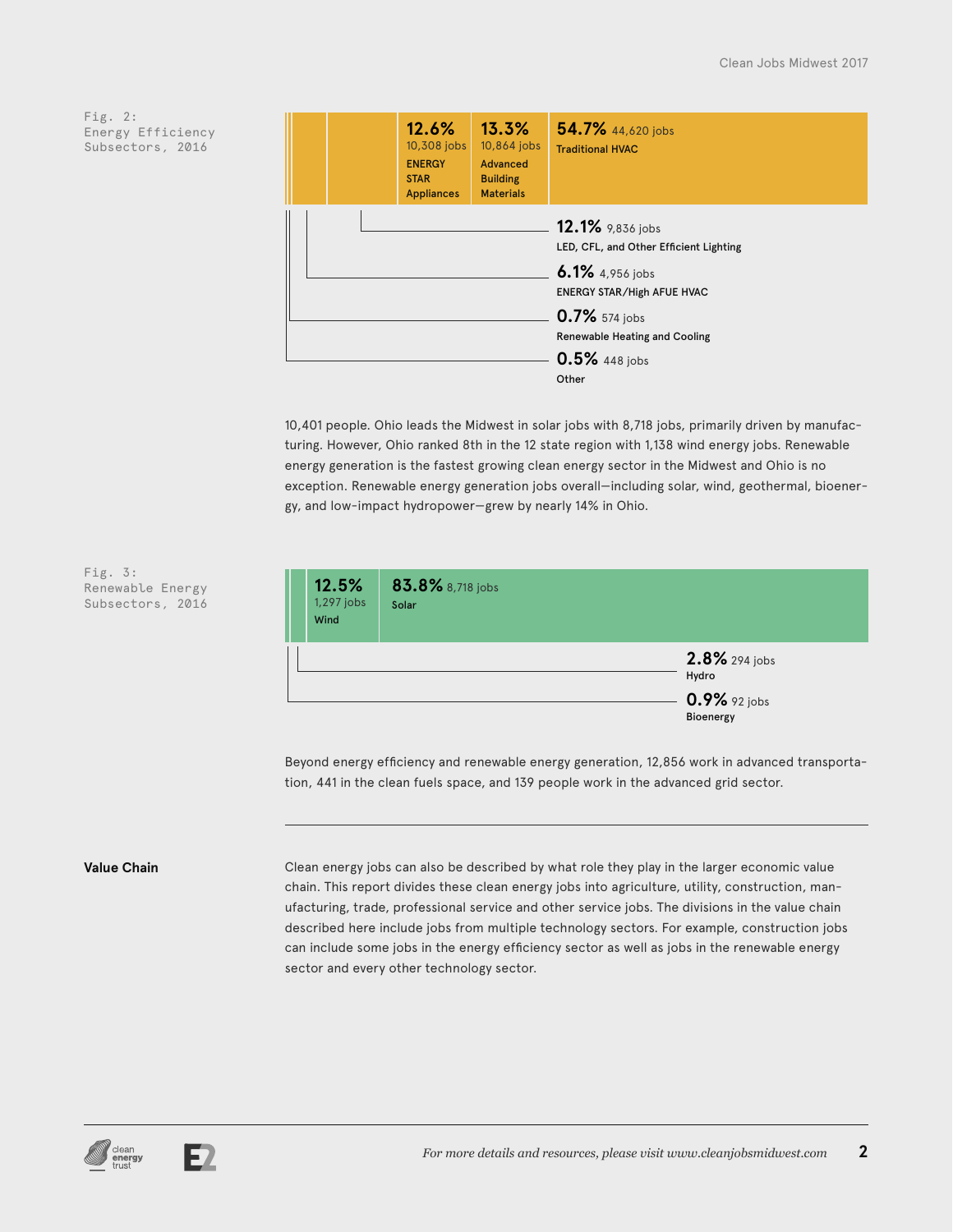Fig. 2:
Energy Efficiency Subsectors, 2016

| Share | Jobs | Subsector |
|---|---|---|
| 54.7% | 44,620 jobs | Traditional HVAC |
| 13.3% | 10,864 jobs | Advanced Building Materials |
| 12.6% | 10,308 jobs | ENERGY STAR Appliances |
| 12.1% | 9,836 jobs | LED, CFL, and Other Efficient Lighting |
| 6.1% | 4,956 jobs | ENERGY STAR/High AFUE HVAC |
| 0.7% | 574 jobs | Renewable Heating and Cooling |
| 0.5% | 448 jobs | Other |

10,401 people. Ohio leads the Midwest in solar jobs with 8,718 jobs, primarily driven by manufacturing. However, Ohio ranked 8th in the 12 state region with 1,138 wind energy jobs. Renewable energy generation is the fastest growing clean energy sector in the Midwest and Ohio is no exception. Renewable energy generation jobs overall—including solar, wind, geothermal, bioenergy, and low-impact hydropower—grew by nearly 14% in Ohio.

Fig. 3:
Renewable Energy Subsectors, 2016

| Share | Jobs | Subsector |
|---|---|---|
| 83.8% | 8,718 jobs | Solar |
| 12.5% | 1,297 jobs | Wind |
| 2.8% | 294 jobs | Hydro |
| 0.9% | 92 jobs | Bioenergy |

Beyond energy efficiency and renewable energy generation, 12,856 work in advanced transportation, 441 in the clean fuels space, and 139 people work in the advanced grid sector.

---

**Value Chain**

Clean energy jobs can also be described by what role they play in the larger economic value chain. This report divides these clean energy jobs into agriculture, utility, construction, manufacturing, trade, professional service and other service jobs. The divisions in the value chain described here include jobs from multiple technology sectors. For example, construction jobs can include some jobs in the energy efficiency sector as well as jobs in the renewable energy sector and every other technology sector.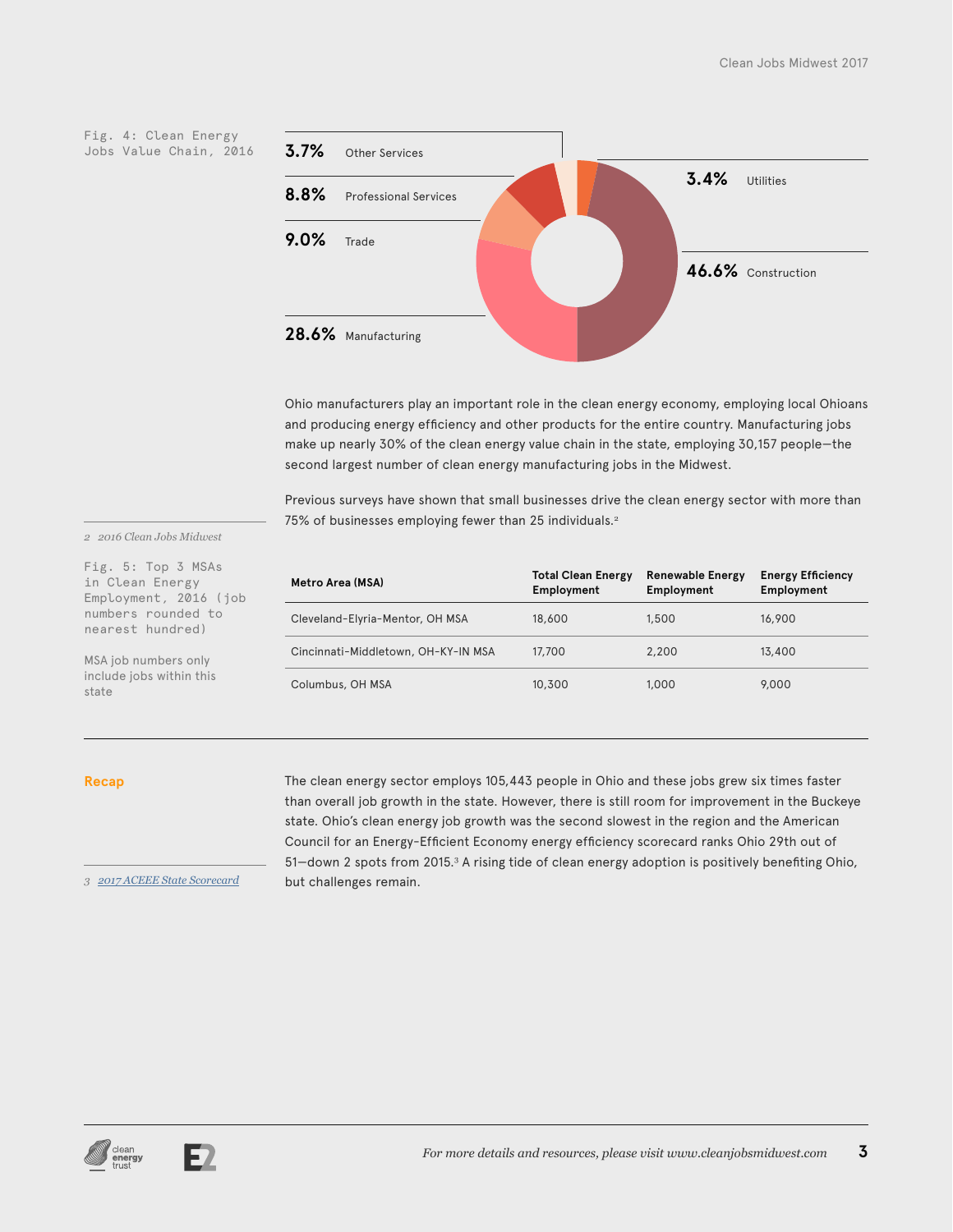Fig. 4: Clean Energy Jobs Value Chain, 2016

| Sector | Share |
|---|---|
| Other Services | 3.7% |
| Professional Services | 8.8% |
| Trade | 9.0% |
| Manufacturing | 28.6% |
| Utilities | 3.4% |
| Construction | 46.6% |

Ohio manufacturers play an important role in the clean energy economy, employing local Ohioans and producing energy efficiency and other products for the entire country. Manufacturing jobs make up nearly 30% of the clean energy value chain in the state, employing 30,157 people—the second largest number of clean energy manufacturing jobs in the Midwest.

Previous surveys have shown that small businesses drive the clean energy sector with more than 75% of businesses employing fewer than 25 individuals.[2]

2 *2016 Clean Jobs Midwest*

Fig. 5: Top 3 MSAs in Clean Energy Employment, 2016 (job numbers rounded to nearest hundred)

MSA job numbers only include jobs within this state

| Metro Area (MSA) | Total Clean Energy Employment | Renewable Energy Employment | Energy Efficiency Employment |
|---|---|---|---|
| Cleveland-Elyria-Mentor, OH MSA | 18,600 | 1,500 | 16,900 |
| Cincinnati-Middletown, OH-KY-IN MSA | 17,700 | 2,200 | 13,400 |
| Columbus, OH MSA | 10,300 | 1,000 | 9,000 |

## Recap

The clean energy sector employs 105,443 people in Ohio and these jobs grew six times faster than overall job growth in the state. However, there is still room for improvement in the Buckeye state. Ohio's clean energy job growth was the second slowest in the region and the American Council for an Energy-Efficient Economy energy efficiency scorecard ranks Ohio 29th out of 51—down 2 spots from 2015.[3] A rising tide of clean energy adoption is positively benefiting Ohio, but challenges remain.

3 *2017 ACEEE State Scorecard*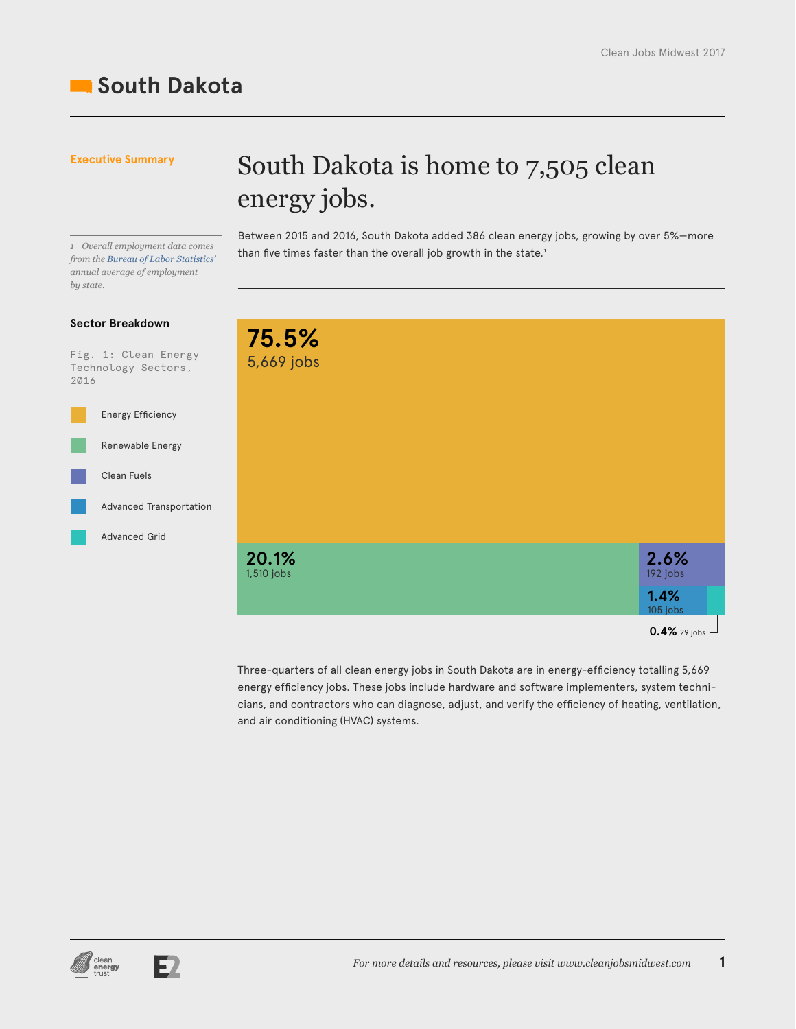# South Dakota

**Executive Summary**

## South Dakota is home to 7,505 clean energy jobs.

Between 2015 and 2016, South Dakota added 386 clean energy jobs, growing by over 5%—more than five times faster than the overall job growth in the state.[1]

*1 Overall employment data comes from the Bureau of Labor Statistics' annual average of employment by state.*

**Sector Breakdown**

Fig. 1: Clean Energy Technology Sectors, 2016

| Sector | Share | Jobs |
| --- | --- | --- |
| Energy Efficiency | 75.5% | 5,669 jobs |
| Renewable Energy | 20.1% | 1,510 jobs |
| Clean Fuels | 2.6% | 192 jobs |
| Advanced Transportation | 1.4% | 105 jobs |
| Advanced Grid | 0.4% | 29 jobs |

Three-quarters of all clean energy jobs in South Dakota are in energy-efficiency totalling 5,669 energy efficiency jobs. These jobs include hardware and software implementers, system technicians, and contractors who can diagnose, adjust, and verify the efficiency of heating, ventilation, and air conditioning (HVAC) systems.

*For more details and resources, please visit www.cleanjobsmidwest.com*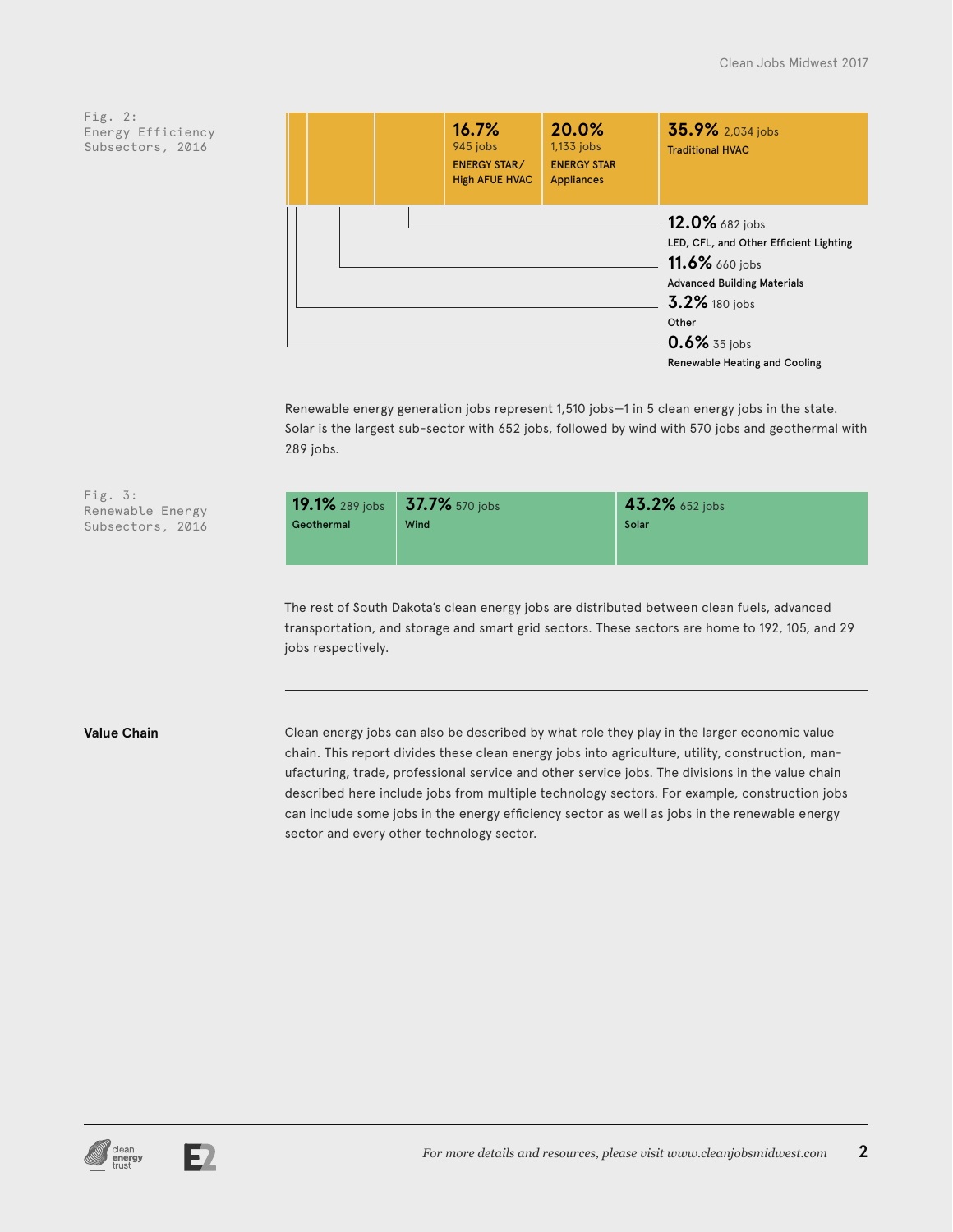Fig. 2:
Energy Efficiency Subsectors, 2016

| Share | Jobs | Subsector |
|---|---|---|
| 35.9% | 2,034 jobs | Traditional HVAC |
| 20.0% | 1,133 jobs | ENERGY STAR Appliances |
| 16.7% | 945 jobs | ENERGY STAR/ High AFUE HVAC |
| 12.0% | 682 jobs | LED, CFL, and Other Efficient Lighting |
| 11.6% | 660 jobs | Advanced Building Materials |
| 3.2% | 180 jobs | Other |
| 0.6% | 35 jobs | Renewable Heating and Cooling |

Renewable energy generation jobs represent 1,510 jobs—1 in 5 clean energy jobs in the state. Solar is the largest sub-sector with 652 jobs, followed by wind with 570 jobs and geothermal with 289 jobs.

Fig. 3:
Renewable Energy Subsectors, 2016

| Share | Jobs | Subsector |
|---|---|---|
| 19.1% | 289 jobs | Geothermal |
| 37.7% | 570 jobs | Wind |
| 43.2% | 652 jobs | Solar |

The rest of South Dakota's clean energy jobs are distributed between clean fuels, advanced transportation, and storage and smart grid sectors. These sectors are home to 192, 105, and 29 jobs respectively.

## Value Chain

Clean energy jobs can also be described by what role they play in the larger economic value chain. This report divides these clean energy jobs into agriculture, utility, construction, manufacturing, trade, professional service and other service jobs. The divisions in the value chain described here include jobs from multiple technology sectors. For example, construction jobs can include some jobs in the energy efficiency sector as well as jobs in the renewable energy sector and every other technology sector.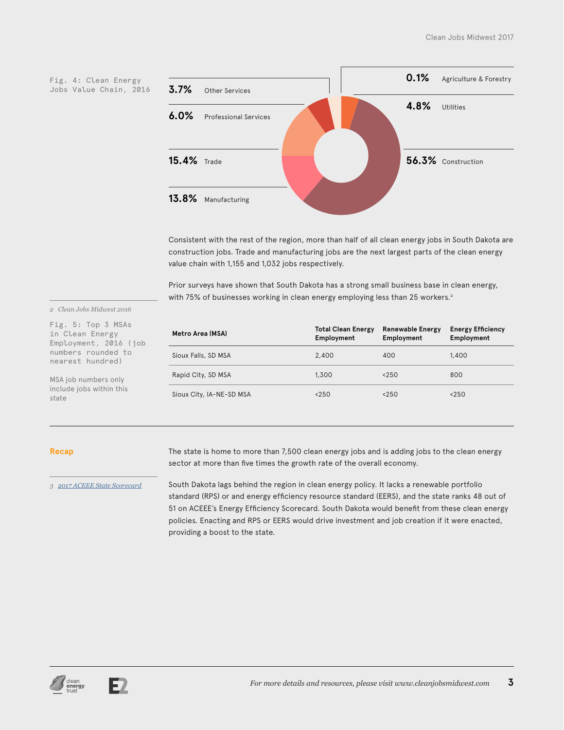Fig. 4: Clean Energy Jobs Value Chain, 2016

| Percentage | Sector |
|---|---|
| 3.7% | Other Services |
| 6.0% | Professional Services |
| 15.4% | Trade |
| 13.8% | Manufacturing |
| 0.1% | Agriculture & Forestry |
| 4.8% | Utilities |
| 56.3% | Construction |

Consistent with the rest of the region, more than half of all clean energy jobs in South Dakota are construction jobs. Trade and manufacturing jobs are the next largest parts of the clean energy value chain with 1,155 and 1,032 jobs respectively.

Prior surveys have shown that South Dakota has a strong small business base in clean energy, with 75% of businesses working in clean energy employing less than 25 workers.[2]

2 *Clean Jobs Midwest 2016*

Fig. 5: Top 3 MSAs in Clean Energy Employment, 2016 (job numbers rounded to nearest hundred)

MSA job numbers only include jobs within this state

| Metro Area (MSA) | Total Clean Energy Employment | Renewable Energy Employment | Energy Efficiency Employment |
|---|---|---|---|
| Sioux Falls, SD MSA | 2,400 | 400 | 1,400 |
| Rapid City, SD MSA | 1,300 | <250 | 800 |
| Sioux City, IA-NE-SD MSA | <250 | <250 | <250 |

## Recap

The state is home to more than 7,500 clean energy jobs and is adding jobs to the clean energy sector at more than five times the growth rate of the overall economy.

South Dakota lags behind the region in clean energy policy. It lacks a renewable portfolio standard (RPS) or and energy efficiency resource standard (EERS), and the state ranks 48 out of 51 on ACEEE's Energy Efficiency Scorecard. South Dakota would benefit from these clean energy policies. Enacting and RPS or EERS would drive investment and job creation if it were enacted, providing a boost to the state.

3 *2017 ACEEE State Scorecard*

*For more details and resources, please visit www.cleanjobsmidwest.com*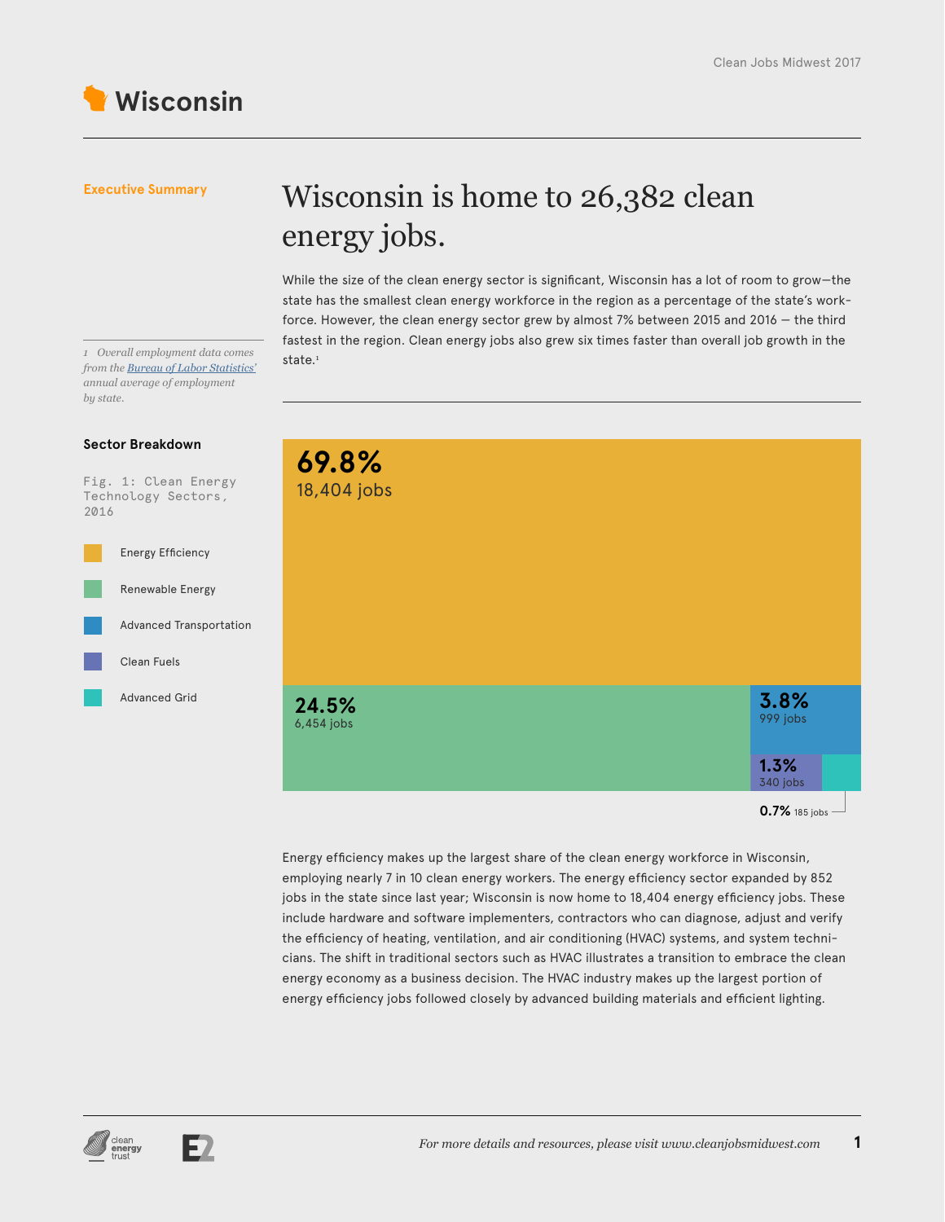# Wisconsin

**Executive Summary**

## Wisconsin is home to 26,382 clean energy jobs.

While the size of the clean energy sector is significant, Wisconsin has a lot of room to grow—the state has the smallest clean energy workforce in the region as a percentage of the state's workforce. However, the clean energy sector grew by almost 7% between 2015 and 2016 — the third fastest in the region. Clean energy jobs also grew six times faster than overall job growth in the state.[1]

1 *Overall employment data comes from the Bureau of Labor Statistics' annual average of employment by state.*

### Sector Breakdown

Fig. 1: Clean Energy Technology Sectors, 2016

| Sector | Share | Jobs |
| --- | --- | --- |
| Energy Efficiency | 69.8% | 18,404 jobs |
| Renewable Energy | 24.5% | 6,454 jobs |
| Advanced Transportation | 3.8% | 999 jobs |
| Clean Fuels | 1.3% | 340 jobs |
| Advanced Grid | 0.7% | 185 jobs |

Energy efficiency makes up the largest share of the clean energy workforce in Wisconsin, employing nearly 7 in 10 clean energy workers. The energy efficiency sector expanded by 852 jobs in the state since last year; Wisconsin is now home to 18,404 energy efficiency jobs. These include hardware and software implementers, contractors who can diagnose, adjust and verify the efficiency of heating, ventilation, and air conditioning (HVAC) systems, and system technicians. The shift in traditional sectors such as HVAC illustrates a transition to embrace the clean energy economy as a business decision. The HVAC industry makes up the largest portion of energy efficiency jobs followed closely by advanced building materials and efficient lighting.

*For more details and resources, please visit www.cleanjobsmidwest.com*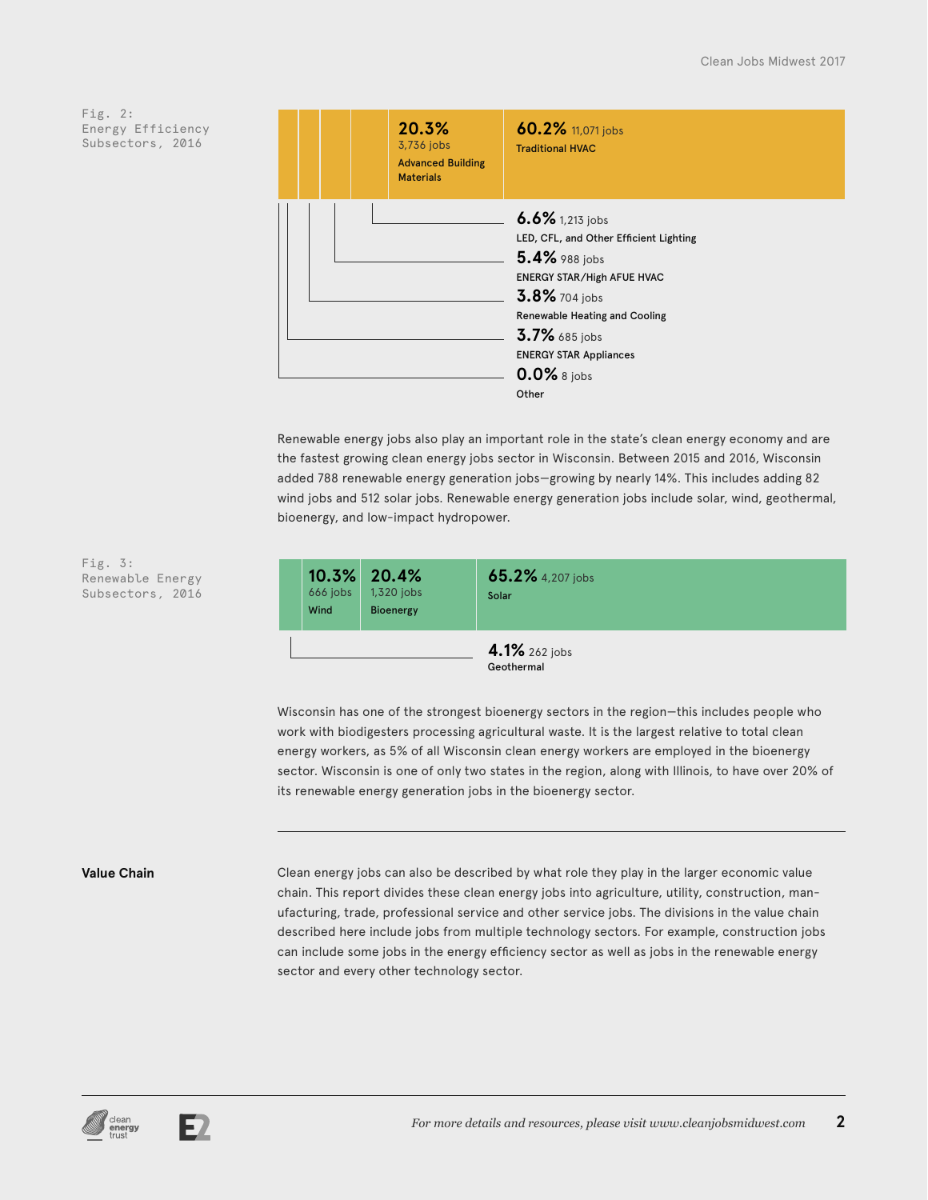Fig. 2:
Energy Efficiency Subsectors, 2016

| Subsector | Share | Jobs |
|---|---|---|
| Traditional HVAC | 60.2% | 11,071 jobs |
| Advanced Building Materials | 20.3% | 3,736 jobs |
| LED, CFL, and Other Efficient Lighting | 6.6% | 1,213 jobs |
| ENERGY STAR/High AFUE HVAC | 5.4% | 988 jobs |
| Renewable Heating and Cooling | 3.8% | 704 jobs |
| ENERGY STAR Appliances | 3.7% | 685 jobs |
| Other | 0.0% | 8 jobs |

Renewable energy jobs also play an important role in the state's clean energy economy and are the fastest growing clean energy jobs sector in Wisconsin. Between 2015 and 2016, Wisconsin added 788 renewable energy generation jobs—growing by nearly 14%. This includes adding 82 wind jobs and 512 solar jobs. Renewable energy generation jobs include solar, wind, geothermal, bioenergy, and low-impact hydropower.

Fig. 3:
Renewable Energy Subsectors, 2016

| Subsector | Share | Jobs |
|---|---|---|
| Solar | 65.2% | 4,207 jobs |
| Bioenergy | 20.4% | 1,320 jobs |
| Wind | 10.3% | 666 jobs |
| Geothermal | 4.1% | 262 jobs |

Wisconsin has one of the strongest bioenergy sectors in the region—this includes people who work with biodigesters processing agricultural waste. It is the largest relative to total clean energy workers, as 5% of all Wisconsin clean energy workers are employed in the bioenergy sector. Wisconsin is one of only two states in the region, along with Illinois, to have over 20% of its renewable energy generation jobs in the bioenergy sector.

**Value Chain**

Clean energy jobs can also be described by what role they play in the larger economic value chain. This report divides these clean energy jobs into agriculture, utility, construction, manufacturing, trade, professional service and other service jobs. The divisions in the value chain described here include jobs from multiple technology sectors. For example, construction jobs can include some jobs in the energy efficiency sector as well as jobs in the renewable energy sector and every other technology sector.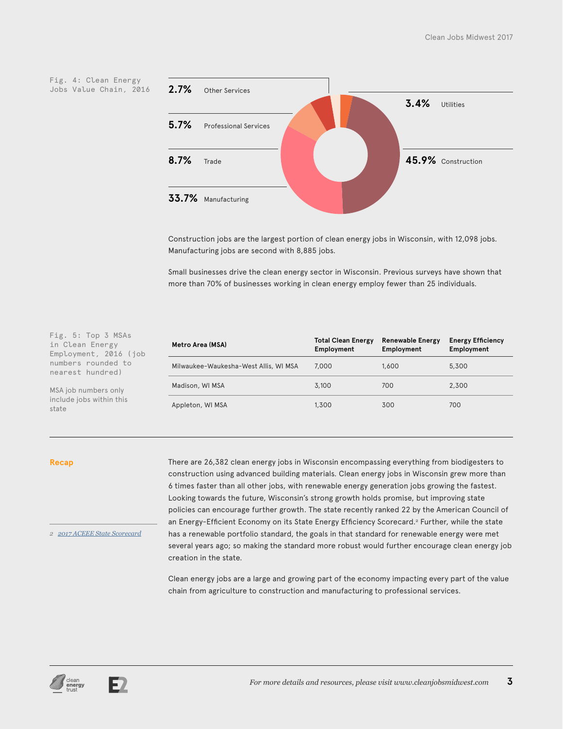Fig. 4: Clean Energy Jobs Value Chain, 2016

2.7% Other Services

5.7% Professional Services

8.7% Trade

33.7% Manufacturing

3.4% Utilities

45.9% Construction

Construction jobs are the largest portion of clean energy jobs in Wisconsin, with 12,098 jobs. Manufacturing jobs are second with 8,885 jobs.

Small businesses drive the clean energy sector in Wisconsin. Previous surveys have shown that more than 70% of businesses working in clean energy employ fewer than 25 individuals.

Fig. 5: Top 3 MSAs in Clean Energy Employment, 2016 (job numbers rounded to nearest hundred)

MSA job numbers only include jobs within this state

| Metro Area (MSA) | Total Clean Energy Employment | Renewable Energy Employment | Energy Efficiency Employment |
|---|---|---|---|
| Milwaukee-Waukesha-West Allis, WI MSA | 7,000 | 1,600 | 5,300 |
| Madison, WI MSA | 3,100 | 700 | 2,300 |
| Appleton, WI MSA | 1,300 | 300 | 700 |

## Recap

There are 26,382 clean energy jobs in Wisconsin encompassing everything from biodigesters to construction using advanced building materials. Clean energy jobs in Wisconsin grew more than 6 times faster than all other jobs, with renewable energy generation jobs growing the fastest. Looking towards the future, Wisconsin's strong growth holds promise, but improving state policies can encourage further growth. The state recently ranked 22 by the American Council of an Energy-Efficient Economy on its State Energy Efficiency Scorecard.[2] Further, while the state has a renewable portfolio standard, the goals in that standard for renewable energy were met several years ago; so making the standard more robust would further encourage clean energy job creation in the state.

Clean energy jobs are a large and growing part of the economy impacting every part of the value chain from agriculture to construction and manufacturing to professional services.

2 *2017 ACEEE State Scorecard*